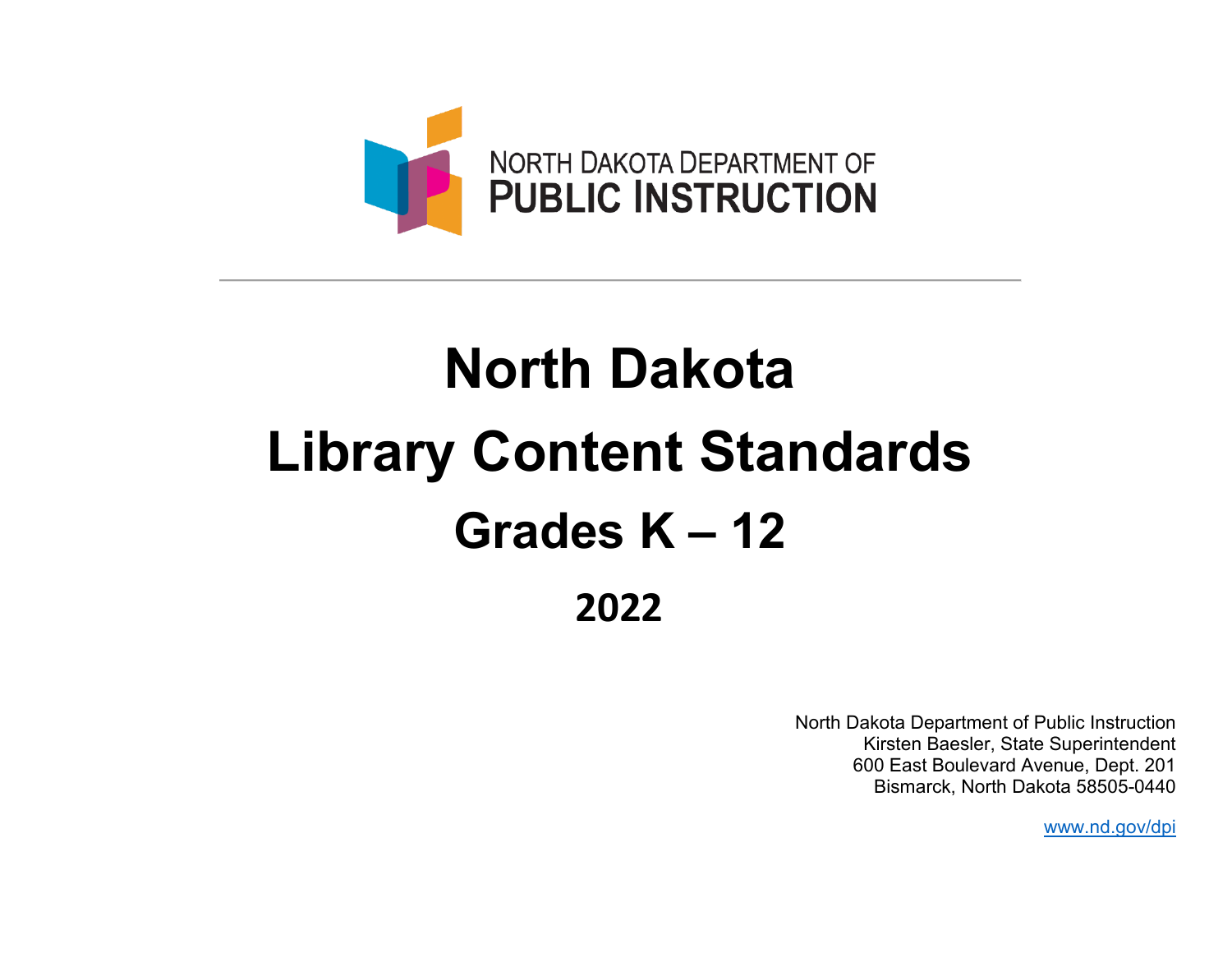NORTH DAKOTA DEPARTMENT OF
PUBLIC INSTRUCTION

# North Dakota Library Content Standards

## Grades K – 12

## 2022

North Dakota Department of Public Instruction
Kirsten Baesler, State Superintendent
600 East Boulevard Avenue, Dept. 201
Bismarck, North Dakota 58505-0440

www.nd.gov/dpi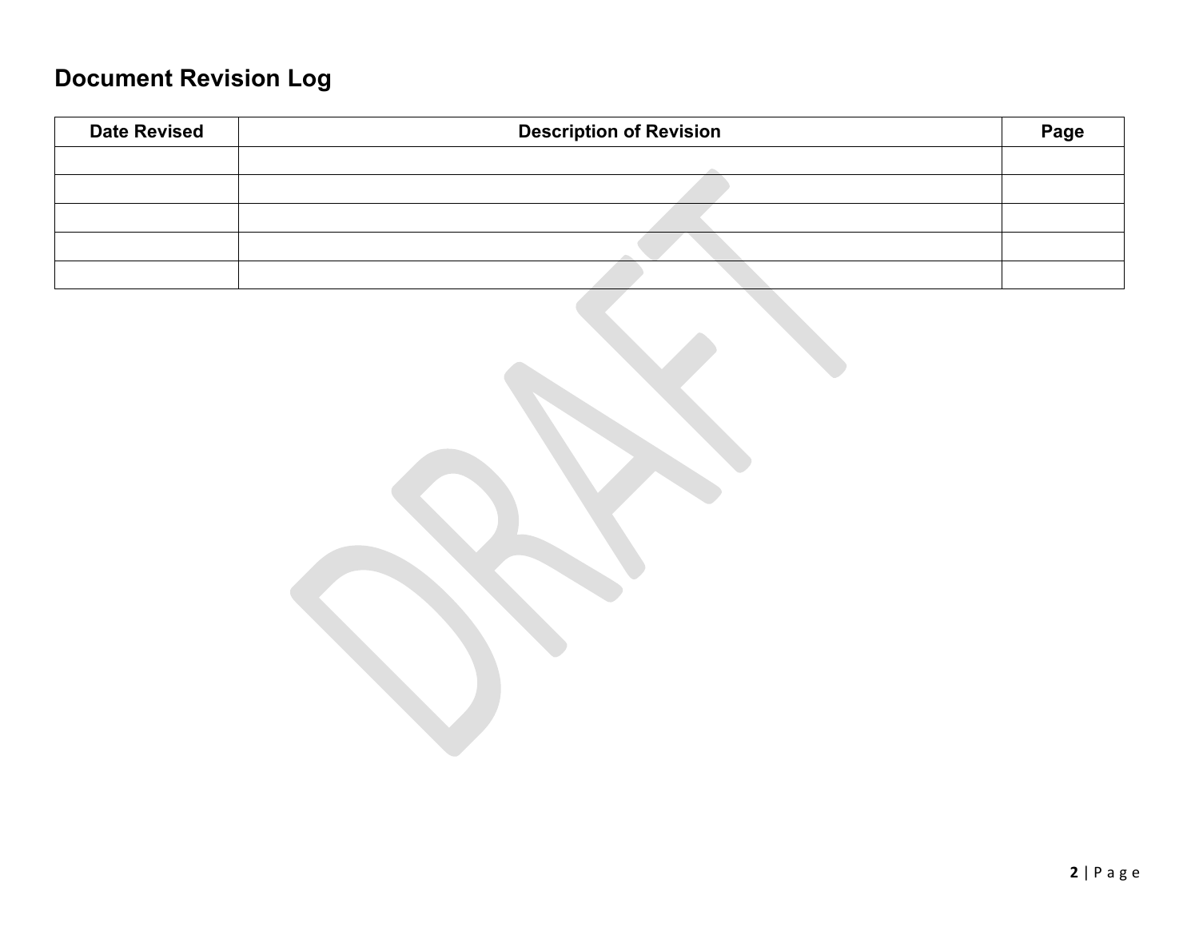## Document Revision Log

| Date Revised | Description of Revision | Page |
|---|---|---|
| | | |
| | | |
| | | |
| | | |
| | | |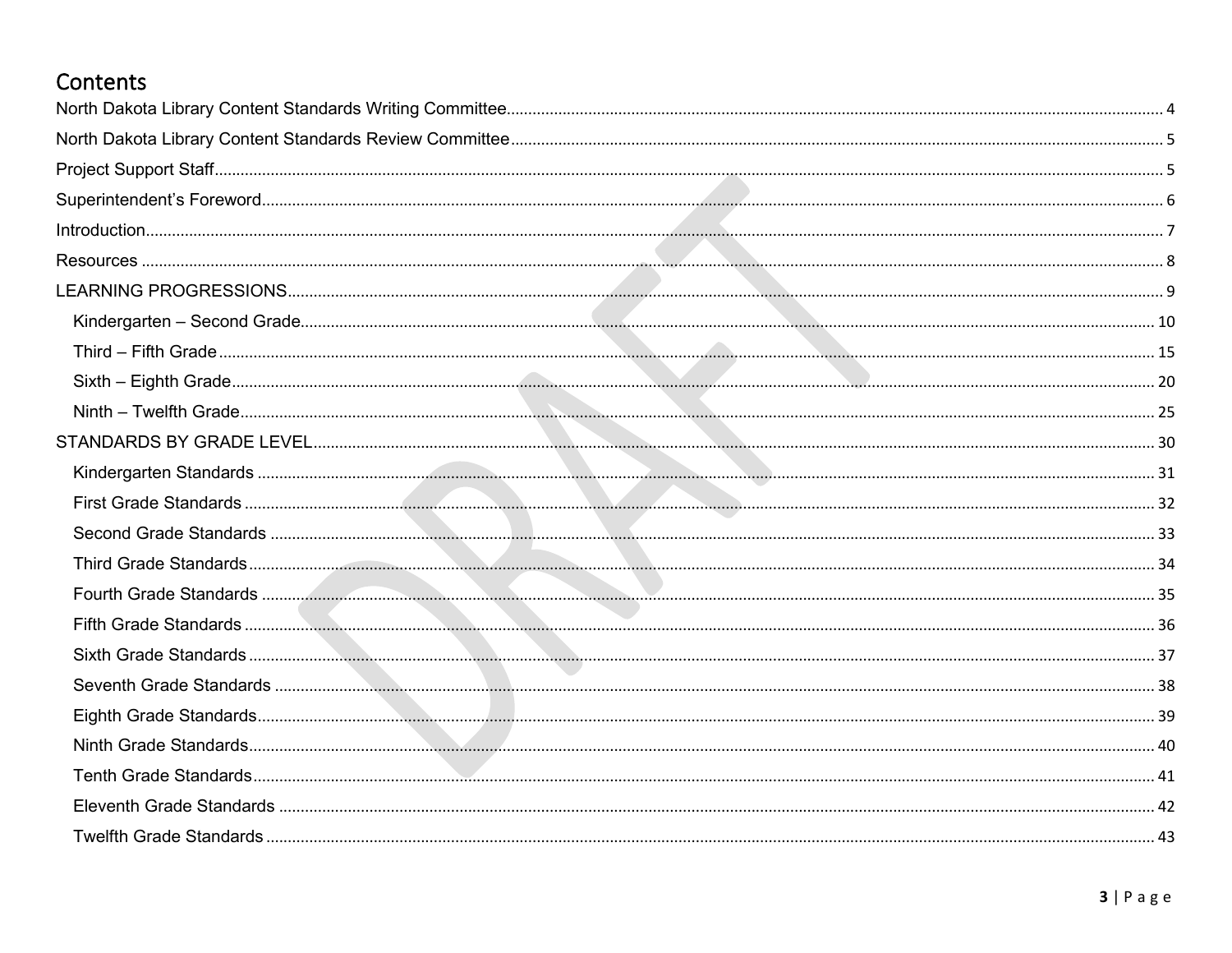# Contents

North Dakota Library Content Standards Writing Committee ........ 4

North Dakota Library Content Standards Review Committee ........ 5

Project Support Staff ........ 5

Superintendent's Foreword ........ 6

Introduction ........ 7

Resources ........ 8

LEARNING PROGRESSIONS ........ 9

- Kindergarten – Second Grade ........ 10
- Third – Fifth Grade ........ 15
- Sixth – Eighth Grade ........ 20
- Ninth – Twelfth Grade ........ 25

STANDARDS BY GRADE LEVEL ........ 30

- Kindergarten Standards ........ 31
- First Grade Standards ........ 32
- Second Grade Standards ........ 33
- Third Grade Standards ........ 34
- Fourth Grade Standards ........ 35
- Fifth Grade Standards ........ 36
- Sixth Grade Standards ........ 37
- Seventh Grade Standards ........ 38
- Eighth Grade Standards ........ 39
- Ninth Grade Standards ........ 40
- Tenth Grade Standards ........ 41
- Eleventh Grade Standards ........ 42
- Twelfth Grade Standards ........ 43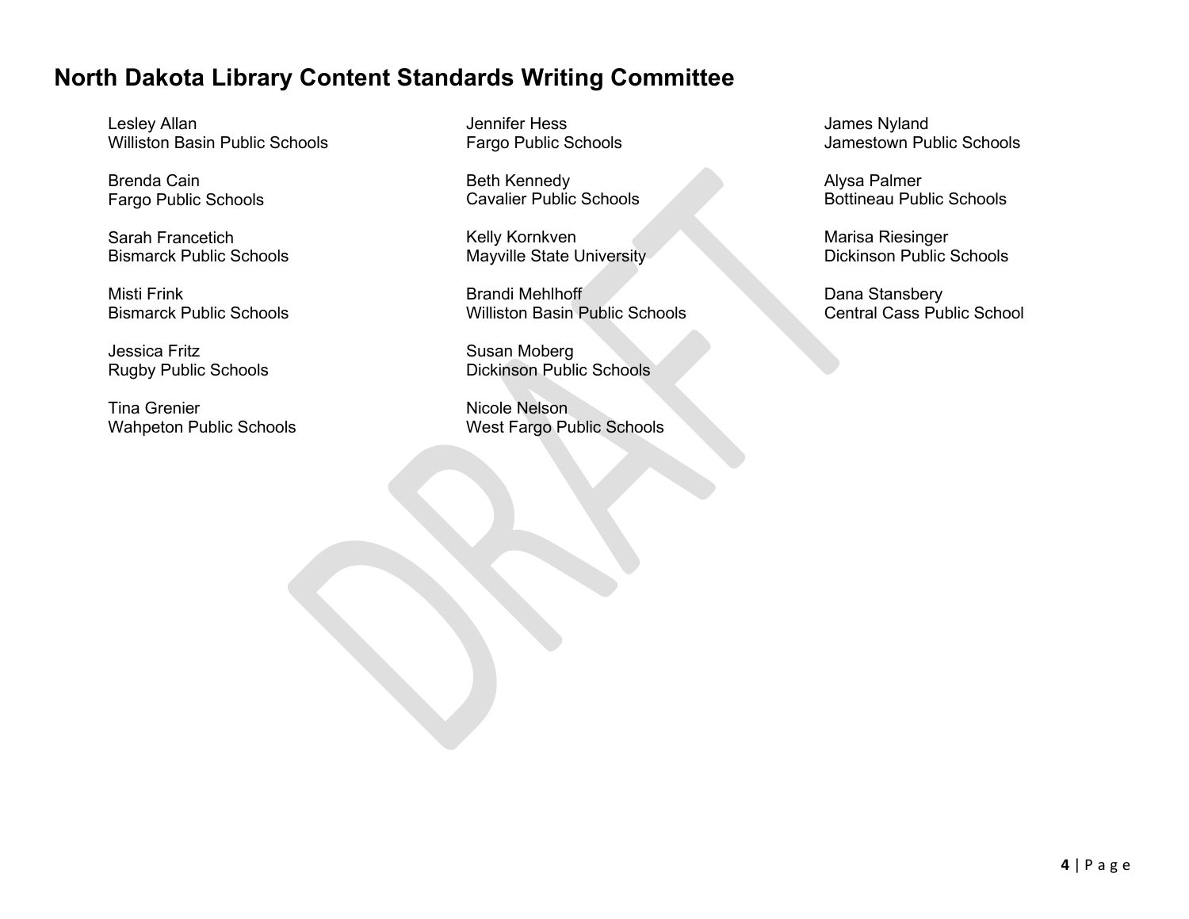## North Dakota Library Content Standards Writing Committee

Lesley Allan
Williston Basin Public Schools

Brenda Cain
Fargo Public Schools

Sarah Francetich
Bismarck Public Schools

Misti Frink
Bismarck Public Schools

Jessica Fritz
Rugby Public Schools

Tina Grenier
Wahpeton Public Schools

Jennifer Hess
Fargo Public Schools

Beth Kennedy
Cavalier Public Schools

Kelly Kornkven
Mayville State University

Brandi Mehlhoff
Williston Basin Public Schools

Susan Moberg
Dickinson Public Schools

Nicole Nelson
West Fargo Public Schools

James Nyland
Jamestown Public Schools

Alysa Palmer
Bottineau Public Schools

Marisa Riesinger
Dickinson Public Schools

Dana Stansbery
Central Cass Public School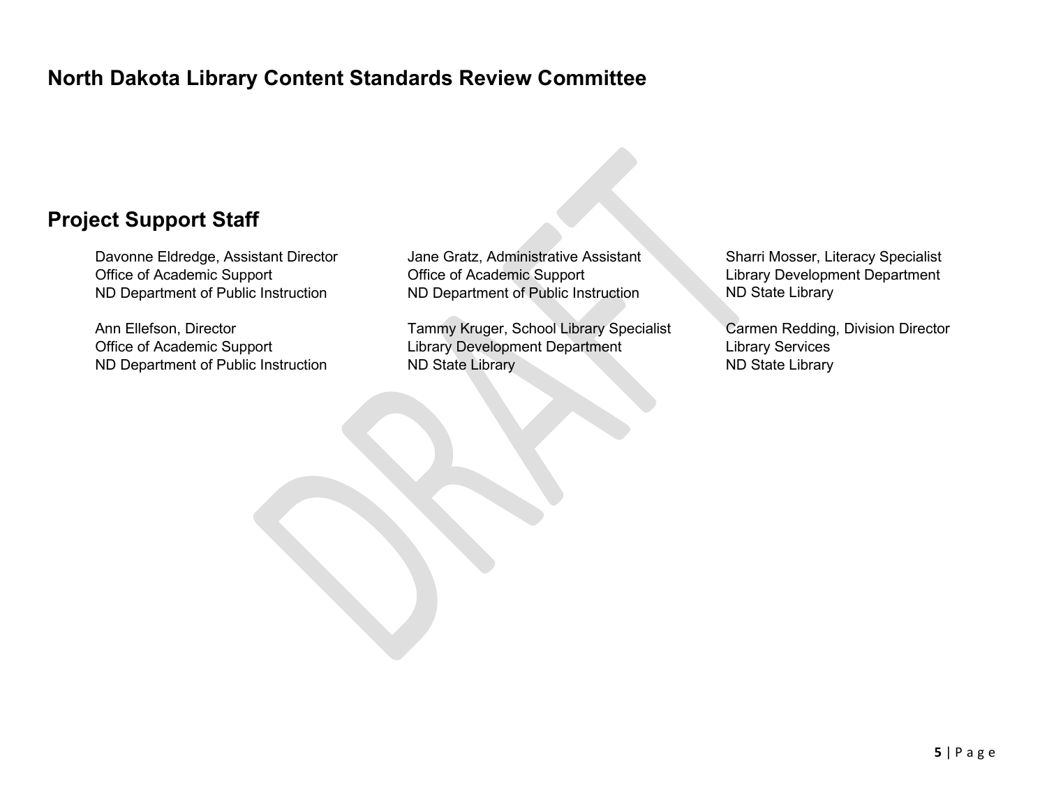## North Dakota Library Content Standards Review Committee

## Project Support Staff

Davonne Eldredge, Assistant Director
Office of Academic Support
ND Department of Public Instruction

Ann Ellefson, Director
Office of Academic Support
ND Department of Public Instruction

Jane Gratz, Administrative Assistant
Office of Academic Support
ND Department of Public Instruction

Tammy Kruger, School Library Specialist
Library Development Department
ND State Library

Sharri Mosser, Literacy Specialist
Library Development Department
ND State Library

Carmen Redding, Division Director
Library Services
ND State Library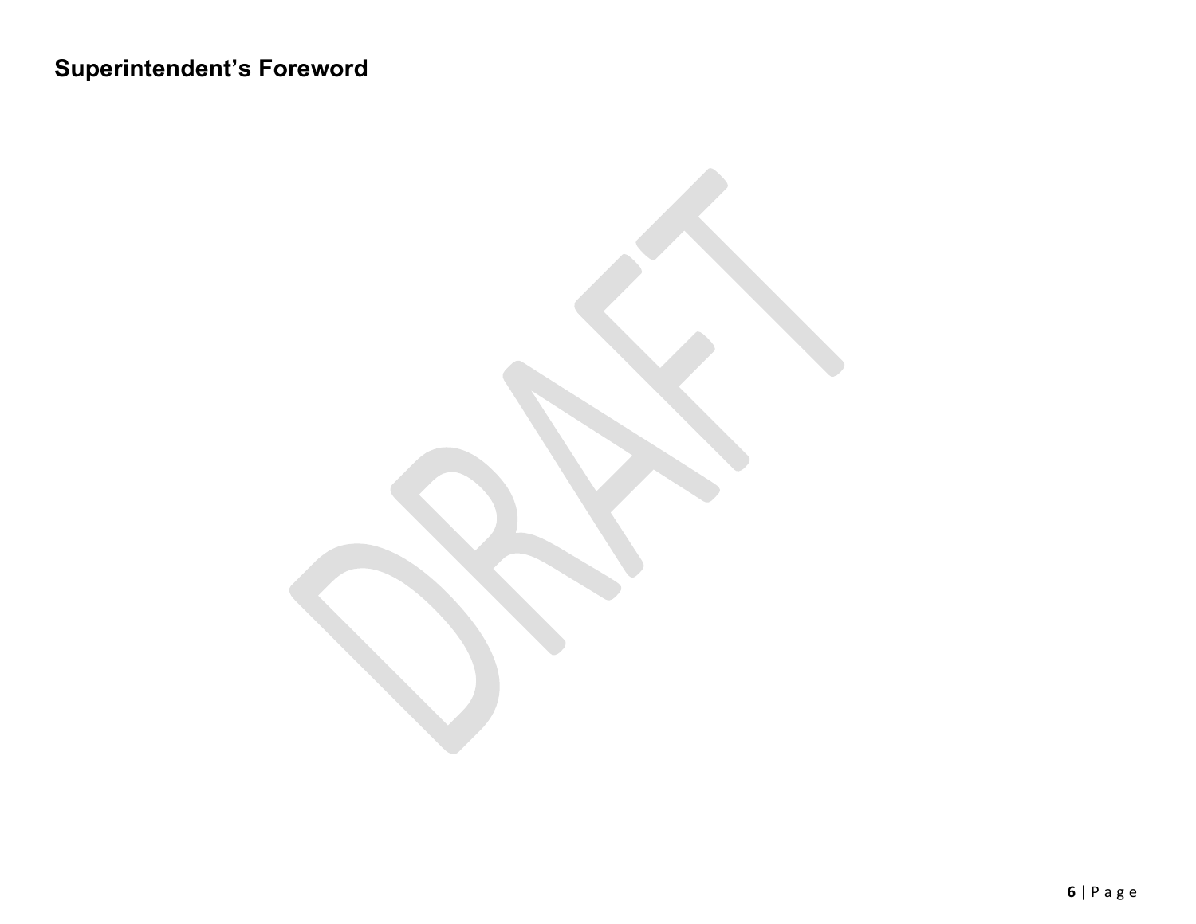## Superintendent's Foreword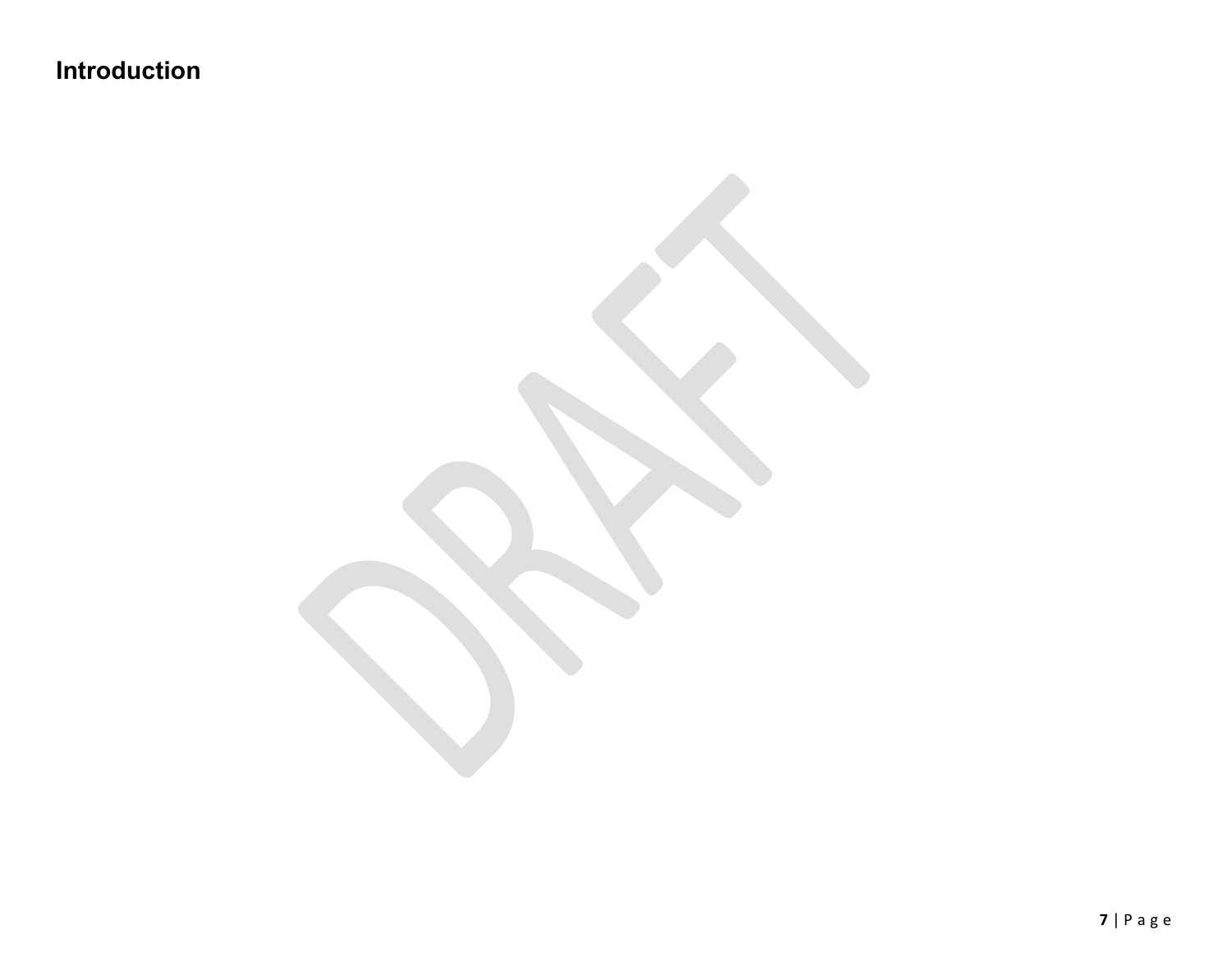## Introduction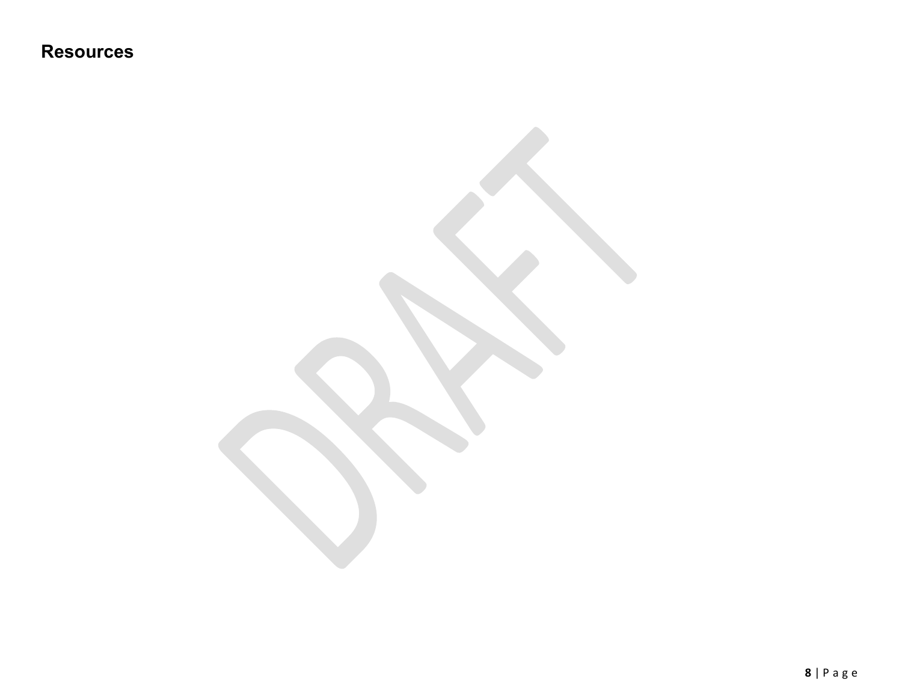## Resources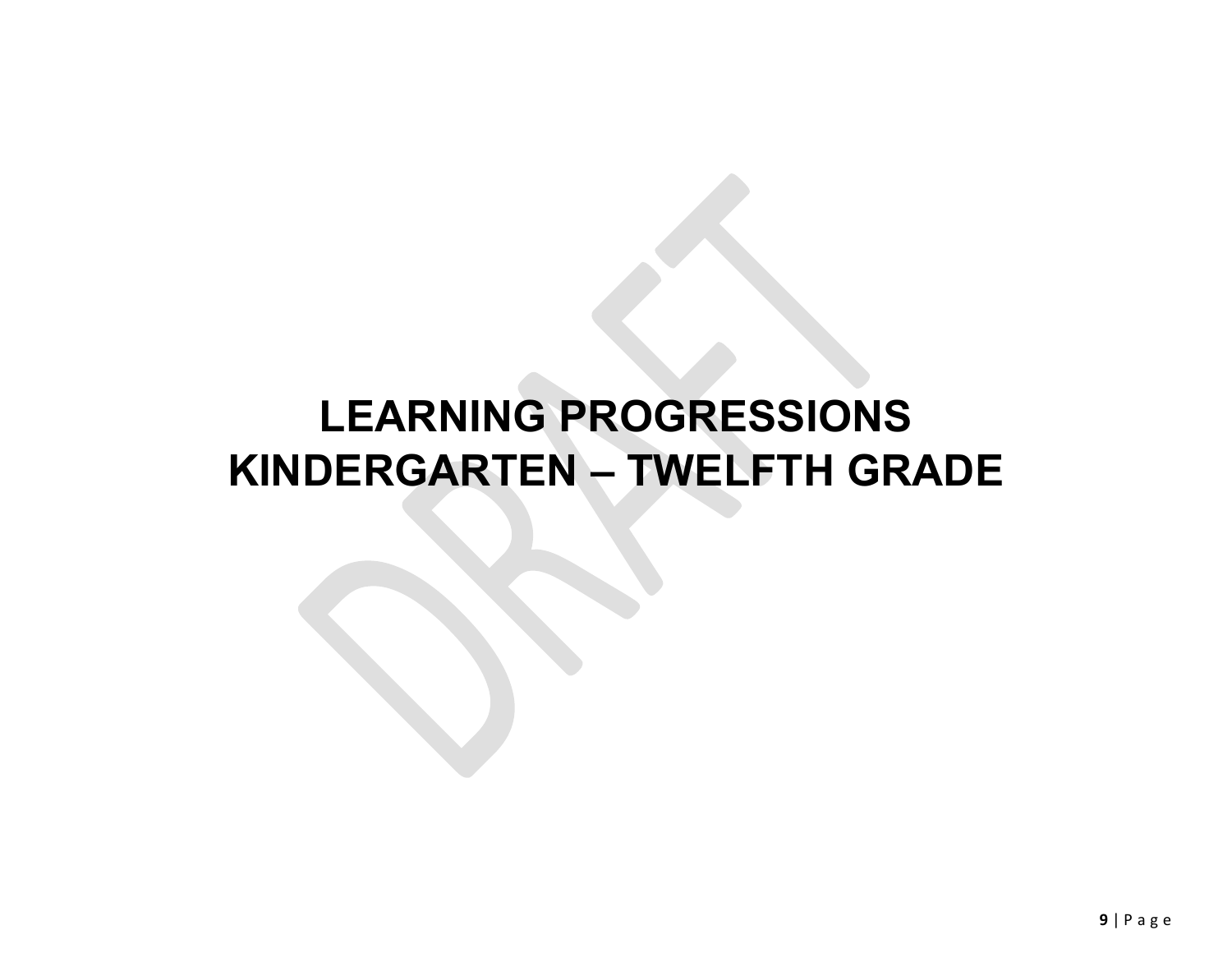# LEARNING PROGRESSIONS KINDERGARTEN – TWELFTH GRADE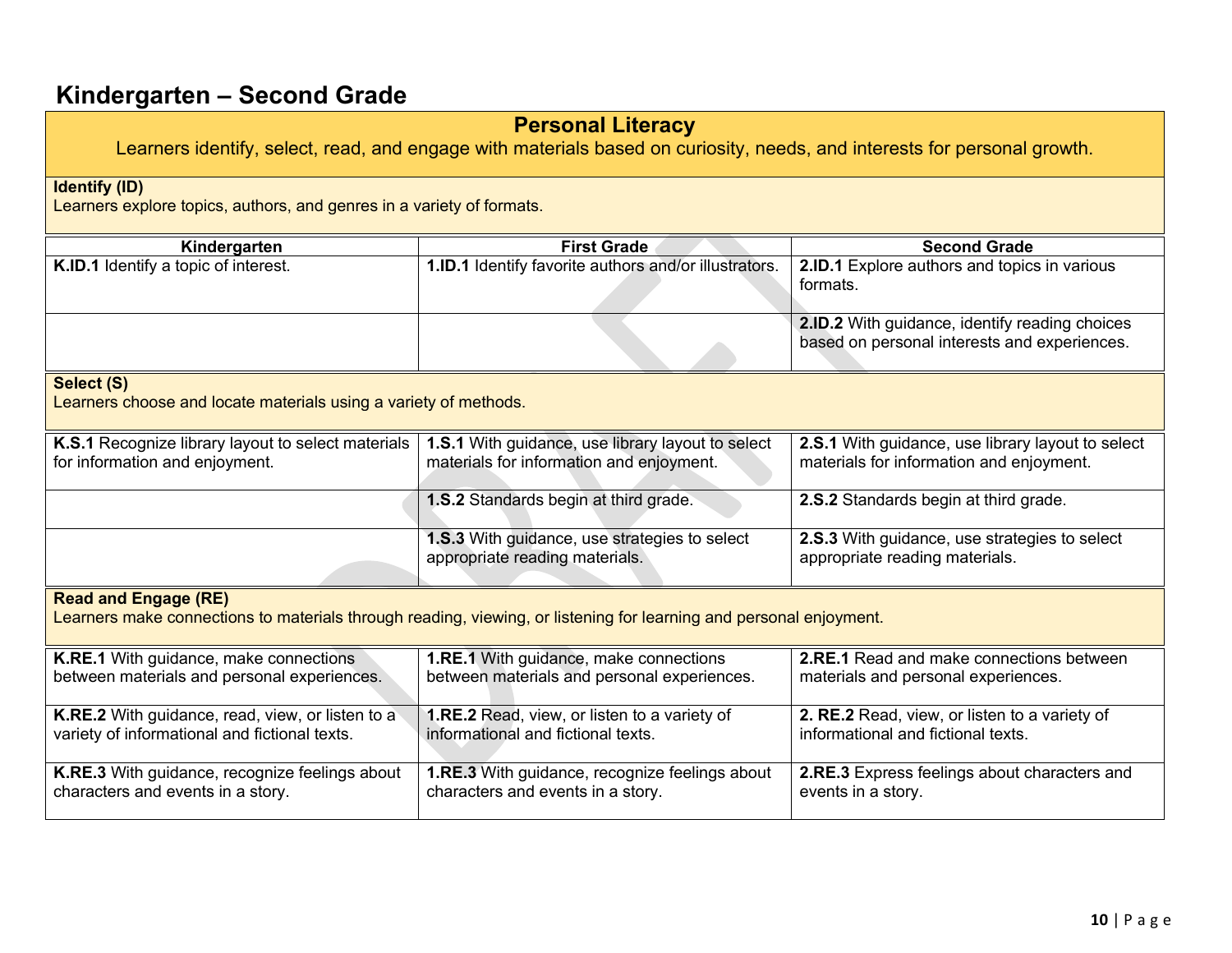# Kindergarten – Second Grade

## Personal Literacy

Learners identify, select, read, and engage with materials based on curiosity, needs, and interests for personal growth.

**Identify (ID)**
Learners explore topics, authors, and genres in a variety of formats.

| Kindergarten | First Grade | Second Grade |
|---|---|---|
| **K.ID.1** Identify a topic of interest. | **1.ID.1** Identify favorite authors and/or illustrators. | **2.ID.1** Explore authors and topics in various formats. |
| | | **2.ID.2** With guidance, identify reading choices based on personal interests and experiences. |

**Select (S)**
Learners choose and locate materials using a variety of methods.

| Kindergarten | First Grade | Second Grade |
|---|---|---|
| **K.S.1** Recognize library layout to select materials for information and enjoyment. | **1.S.1** With guidance, use library layout to select materials for information and enjoyment. | **2.S.1** With guidance, use library layout to select materials for information and enjoyment. |
| | **1.S.2** Standards begin at third grade. | **2.S.2** Standards begin at third grade. |
| | **1.S.3** With guidance, use strategies to select appropriate reading materials. | **2.S.3** With guidance, use strategies to select appropriate reading materials. |

**Read and Engage (RE)**
Learners make connections to materials through reading, viewing, or listening for learning and personal enjoyment.

| Kindergarten | First Grade | Second Grade |
|---|---|---|
| **K.RE.1** With guidance, make connections between materials and personal experiences. | **1.RE.1** With guidance, make connections between materials and personal experiences. | **2.RE.1** Read and make connections between materials and personal experiences. |
| **K.RE.2** With guidance, read, view, or listen to a variety of informational and fictional texts. | **1.RE.2** Read, view, or listen to a variety of informational and fictional texts. | **2. RE.2** Read, view, or listen to a variety of informational and fictional texts. |
| **K.RE.3** With guidance, recognize feelings about characters and events in a story. | **1.RE.3** With guidance, recognize feelings about characters and events in a story. | **2.RE.3** Express feelings about characters and events in a story. |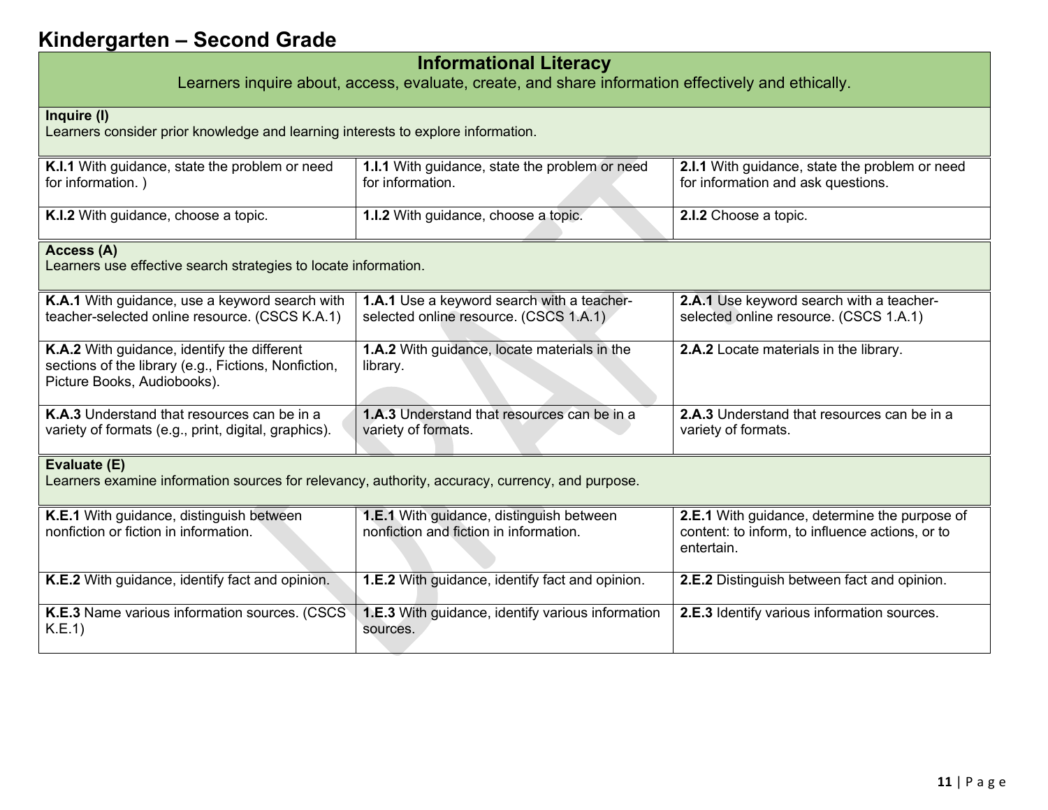# Kindergarten – Second Grade

## Informational Literacy

Learners inquire about, access, evaluate, create, and share information effectively and ethically.

### Inquire (I)

Learners consider prior knowledge and learning interests to explore information.

| | | |
|---|---|---|
| **K.I.1** With guidance, state the problem or need for information. ) | **1.I.1** With guidance, state the problem or need for information. | **2.I.1** With guidance, state the problem or need for information and ask questions. |
| **K.I.2** With guidance, choose a topic. | **1.I.2** With guidance, choose a topic. | **2.I.2** Choose a topic. |

### Access (A)

Learners use effective search strategies to locate information.

| | | |
|---|---|---|
| **K.A.1** With guidance, use a keyword search with teacher-selected online resource. (CSCS K.A.1) | **1.A.1** Use a keyword search with a teacher-selected online resource. (CSCS 1.A.1) | **2.A.1** Use keyword search with a teacher-selected online resource. (CSCS 1.A.1) |
| **K.A.2** With guidance, identify the different sections of the library (e.g., Fictions, Nonfiction, Picture Books, Audiobooks). | **1.A.2** With guidance, locate materials in the library. | **2.A.2** Locate materials in the library. |
| **K.A.3** Understand that resources can be in a variety of formats (e.g., print, digital, graphics). | **1.A.3** Understand that resources can be in a variety of formats. | **2.A.3** Understand that resources can be in a variety of formats. |

### Evaluate (E)

Learners examine information sources for relevancy, authority, accuracy, currency, and purpose.

| | | |
|---|---|---|
| **K.E.1** With guidance, distinguish between nonfiction or fiction in information. | **1.E.1** With guidance, distinguish between nonfiction and fiction in information. | **2.E.1** With guidance, determine the purpose of content: to inform, to influence actions, or to entertain. |
| **K.E.2** With guidance, identify fact and opinion. | **1.E.2** With guidance, identify fact and opinion. | **2.E.2** Distinguish between fact and opinion. |
| **K.E.3** Name various information sources. (CSCS K.E.1) | **1.E.3** With guidance, identify various information sources. | **2.E.3** Identify various information sources. |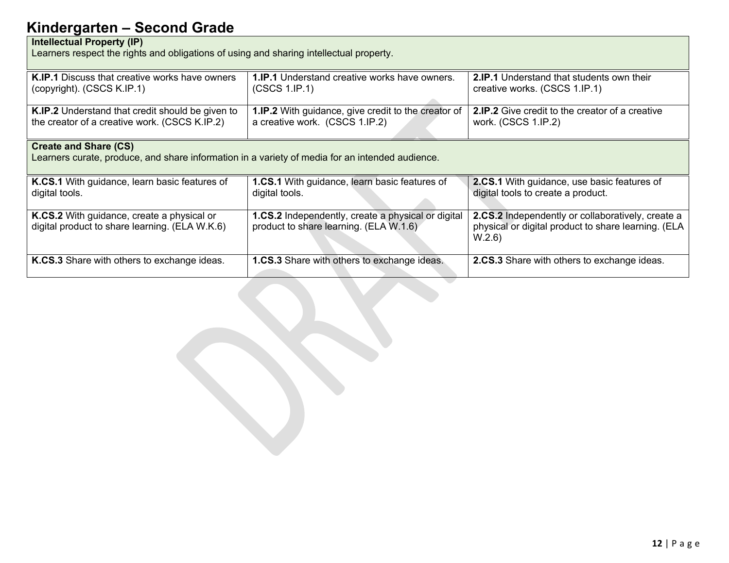# Kindergarten – Second Grade

| **Intellectual Property (IP)**<br>Learners respect the rights and obligations of using and sharing intellectual property. | | |
|---|---|---|
| **K.IP.1** Discuss that creative works have owners (copyright). (CSCS K.IP.1) | **1.IP.1** Understand creative works have owners. (CSCS 1.IP.1) | **2.IP.1** Understand that students own their creative works. (CSCS 1.IP.1) |
| **K.IP.2** Understand that credit should be given to the creator of a creative work. (CSCS K.IP.2) | **1.IP.2** With guidance, give credit to the creator of a creative work. (CSCS 1.IP.2) | **2.IP.2** Give credit to the creator of a creative work. (CSCS 1.IP.2) |

| **Create and Share (CS)**<br>Learners curate, produce, and share information in a variety of media for an intended audience. | | |
|---|---|---|
| **K.CS.1** With guidance, learn basic features of digital tools. | **1.CS.1** With guidance, learn basic features of digital tools. | **2.CS.1** With guidance, use basic features of digital tools to create a product. |
| **K.CS.2** With guidance, create a physical or digital product to share learning. (ELA W.K.6) | **1.CS.2** Independently, create a physical or digital product to share learning. (ELA W.1.6) | **2.CS.2** Independently or collaboratively, create a physical or digital product to share learning. (ELA W.2.6) |
| **K.CS.3** Share with others to exchange ideas. | **1.CS.3** Share with others to exchange ideas. | **2.CS.3** Share with others to exchange ideas. |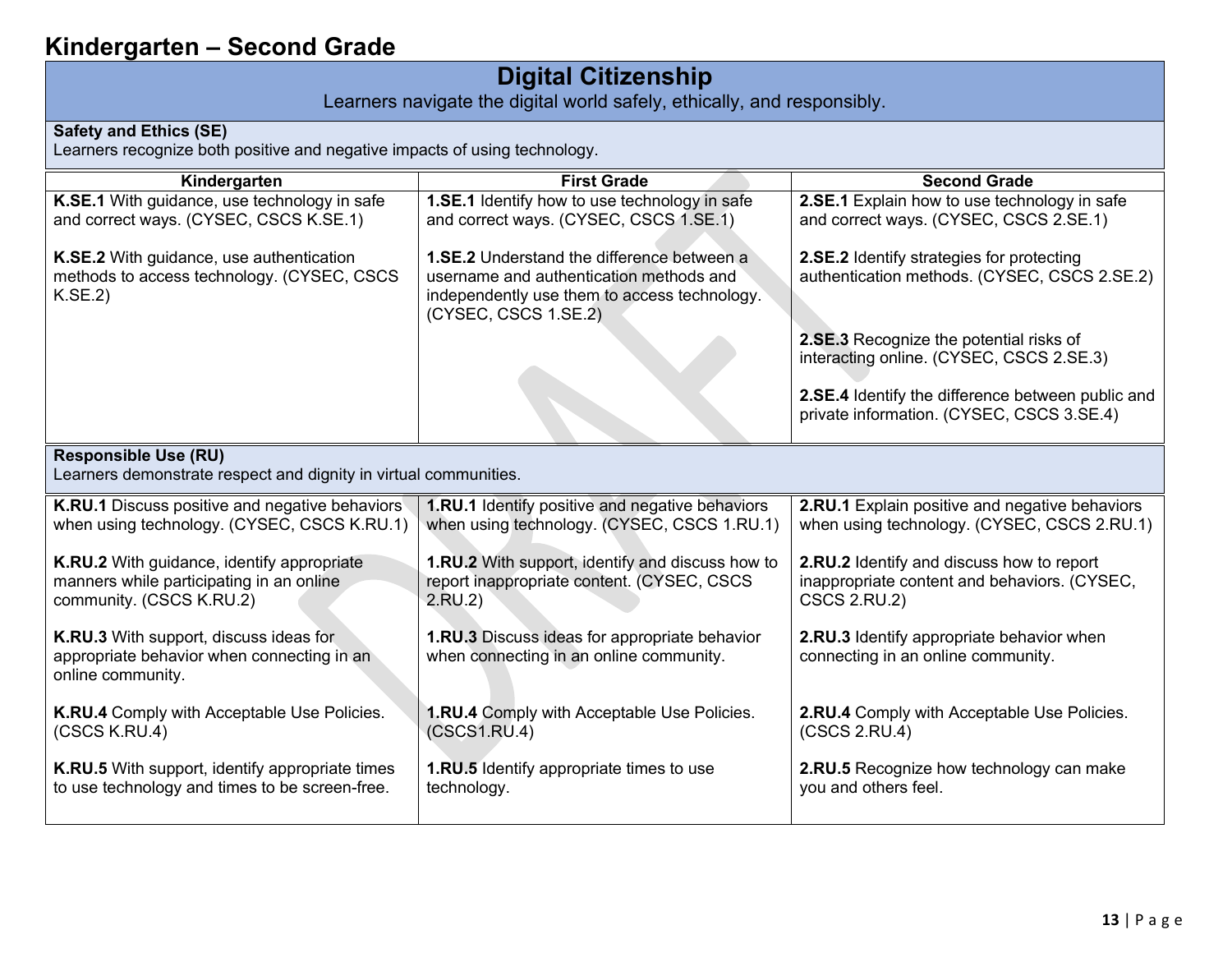# Kindergarten – Second Grade

## Digital Citizenship

Learners navigate the digital world safely, ethically, and responsibly.

### Safety and Ethics (SE)

Learners recognize both positive and negative impacts of using technology.

| Kindergarten | First Grade | Second Grade |
|---|---|---|
| **K.SE.1** With guidance, use technology in safe and correct ways. (CYSEC, CSCS K.SE.1) | **1.SE.1** Identify how to use technology in safe and correct ways. (CYSEC, CSCS 1.SE.1) | **2.SE.1** Explain how to use technology in safe and correct ways. (CYSEC, CSCS 2.SE.1) |
| **K.SE.2** With guidance, use authentication methods to access technology. (CYSEC, CSCS K.SE.2) | **1.SE.2** Understand the difference between a username and authentication methods and independently use them to access technology. (CYSEC, CSCS 1.SE.2) | **2.SE.2** Identify strategies for protecting authentication methods. (CYSEC, CSCS 2.SE.2) |
| | | **2.SE.3** Recognize the potential risks of interacting online. (CYSEC, CSCS 2.SE.3) |
| | | **2.SE.4** Identify the difference between public and private information. (CYSEC, CSCS 3.SE.4) |

### Responsible Use (RU)

Learners demonstrate respect and dignity in virtual communities.

| Kindergarten | First Grade | Second Grade |
|---|---|---|
| **K.RU.1** Discuss positive and negative behaviors when using technology. (CYSEC, CSCS K.RU.1) | **1.RU.1** Identify positive and negative behaviors when using technology. (CYSEC, CSCS 1.RU.1) | **2.RU.1** Explain positive and negative behaviors when using technology. (CYSEC, CSCS 2.RU.1) |
| **K.RU.2** With guidance, identify appropriate manners while participating in an online community. (CSCS K.RU.2) | **1.RU.2** With support, identify and discuss how to report inappropriate content. (CYSEC, CSCS 2.RU.2) | **2.RU.2** Identify and discuss how to report inappropriate content and behaviors. (CYSEC, CSCS 2.RU.2) |
| **K.RU.3** With support, discuss ideas for appropriate behavior when connecting in an online community. | **1.RU.3** Discuss ideas for appropriate behavior when connecting in an online community. | **2.RU.3** Identify appropriate behavior when connecting in an online community. |
| **K.RU.4** Comply with Acceptable Use Policies. (CSCS K.RU.4) | **1.RU.4** Comply with Acceptable Use Policies. (CSCS1.RU.4) | **2.RU.4** Comply with Acceptable Use Policies. (CSCS 2.RU.4) |
| **K.RU.5** With support, identify appropriate times to use technology and times to be screen-free. | **1.RU.5** Identify appropriate times to use technology. | **2.RU.5** Recognize how technology can make you and others feel. |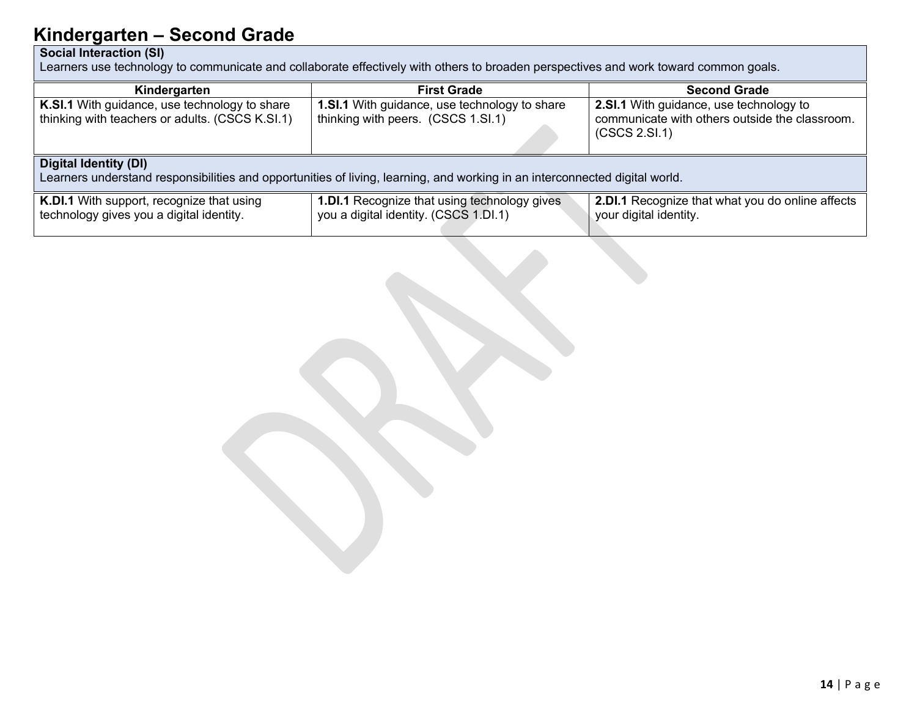# Kindergarten – Second Grade

**Social Interaction (SI)**
Learners use technology to communicate and collaborate effectively with others to broaden perspectives and work toward common goals.

| Kindergarten | First Grade | Second Grade |
|---|---|---|
| **K.SI.1** With guidance, use technology to share thinking with teachers or adults. (CSCS K.SI.1) | **1.SI.1** With guidance, use technology to share thinking with peers. (CSCS 1.SI.1) | **2.SI.1** With guidance, use technology to communicate with others outside the classroom. (CSCS 2.SI.1) |

**Digital Identity (DI)**
Learners understand responsibilities and opportunities of living, learning, and working in an interconnected digital world.

| Kindergarten | First Grade | Second Grade |
|---|---|---|
| **K.DI.1** With support, recognize that using technology gives you a digital identity. | **1.DI.1** Recognize that using technology gives you a digital identity. (CSCS 1.DI.1) | **2.DI.1** Recognize that what you do online affects your digital identity. |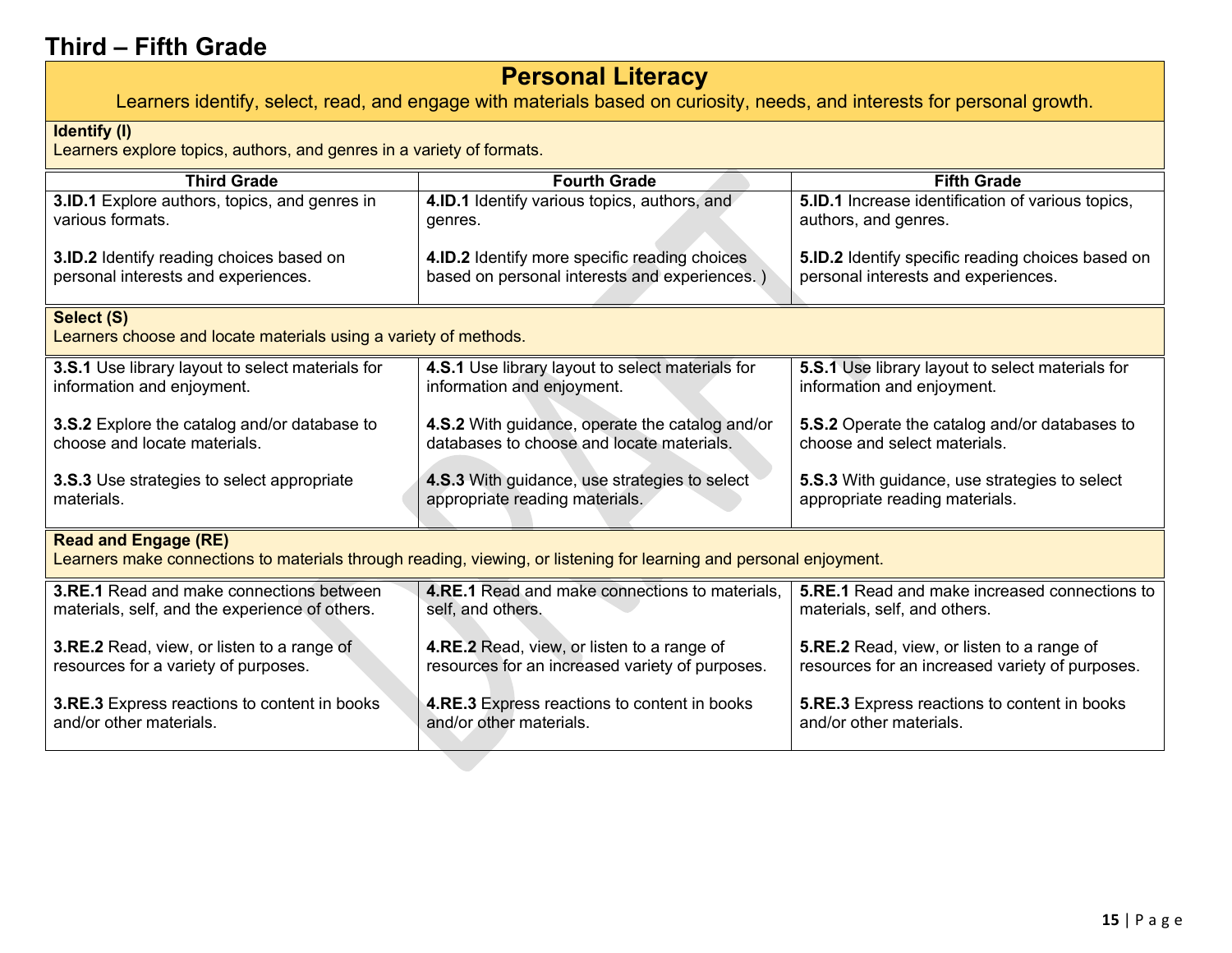# Third – Fifth Grade

## Personal Literacy

Learners identify, select, read, and engage with materials based on curiosity, needs, and interests for personal growth.

**Identify (I)**
Learners explore topics, authors, and genres in a variety of formats.

| Third Grade | Fourth Grade | Fifth Grade |
|---|---|---|
| **3.ID.1** Explore authors, topics, and genres in various formats.<br><br>**3.ID.2** Identify reading choices based on personal interests and experiences. | **4.ID.1** Identify various topics, authors, and genres.<br><br>**4.ID.2** Identify more specific reading choices based on personal interests and experiences. ) | **5.ID.1** Increase identification of various topics, authors, and genres.<br><br>**5.ID.2** Identify specific reading choices based on personal interests and experiences. |

**Select (S)**
Learners choose and locate materials using a variety of methods.

| Third Grade | Fourth Grade | Fifth Grade |
|---|---|---|
| **3.S.1** Use library layout to select materials for information and enjoyment.<br><br>**3.S.2** Explore the catalog and/or database to choose and locate materials.<br><br>**3.S.3** Use strategies to select appropriate materials. | **4.S.1** Use library layout to select materials for information and enjoyment.<br><br>**4.S.2** With guidance, operate the catalog and/or databases to choose and locate materials.<br><br>**4.S.3** With guidance, use strategies to select appropriate reading materials. | **5.S.1** Use library layout to select materials for information and enjoyment.<br><br>**5.S.2** Operate the catalog and/or databases to choose and select materials.<br><br>**5.S.3** With guidance, use strategies to select appropriate reading materials. |

**Read and Engage (RE)**
Learners make connections to materials through reading, viewing, or listening for learning and personal enjoyment.

| Third Grade | Fourth Grade | Fifth Grade |
|---|---|---|
| **3.RE.1** Read and make connections between materials, self, and the experience of others.<br><br>**3.RE.2** Read, view, or listen to a range of resources for a variety of purposes.<br><br>**3.RE.3** Express reactions to content in books and/or other materials. | **4.RE.1** Read and make connections to materials, self, and others.<br><br>**4.RE.2** Read, view, or listen to a range of resources for an increased variety of purposes.<br><br>**4.RE.3** Express reactions to content in books and/or other materials. | **5.RE.1** Read and make increased connections to materials, self, and others.<br><br>**5.RE.2** Read, view, or listen to a range of resources for an increased variety of purposes.<br><br>**5.RE.3** Express reactions to content in books and/or other materials. |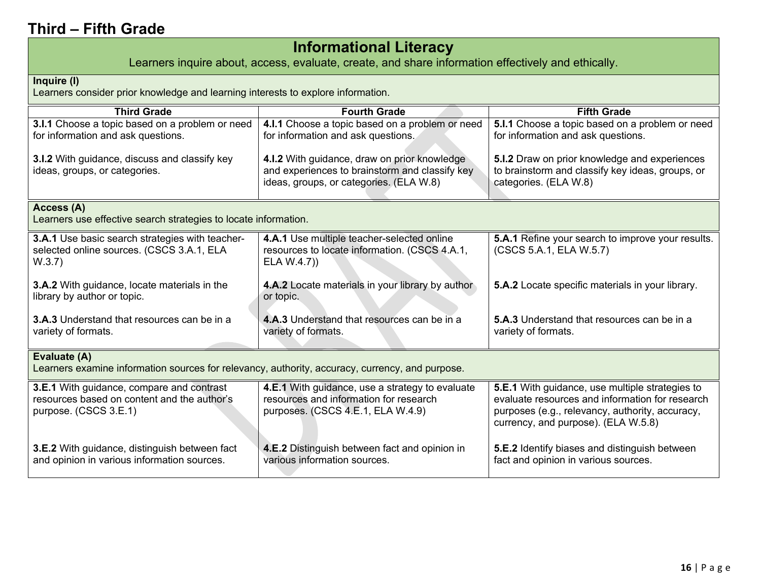# Third – Fifth Grade

## Informational Literacy

Learners inquire about, access, evaluate, create, and share information effectively and ethically.

### Inquire (I)

Learners consider prior knowledge and learning interests to explore information.

| Third Grade | Fourth Grade | Fifth Grade |
|---|---|---|
| **3.I.1** Choose a topic based on a problem or need for information and ask questions. | **4.I.1** Choose a topic based on a problem or need for information and ask questions. | **5.I.1** Choose a topic based on a problem or need for information and ask questions. |
| **3.I.2** With guidance, discuss and classify key ideas, groups, or categories. | **4.I.2** With guidance, draw on prior knowledge and experiences to brainstorm and classify key ideas, groups, or categories. (ELA W.8) | **5.I.2** Draw on prior knowledge and experiences to brainstorm and classify key ideas, groups, or categories. (ELA W.8) |

### Access (A)

Learners use effective search strategies to locate information.

| Third Grade | Fourth Grade | Fifth Grade |
|---|---|---|
| **3.A.1** Use basic search strategies with teacher-selected online sources. (CSCS 3.A.1, ELA W.3.7) | **4.A.1** Use multiple teacher-selected online resources to locate information. (CSCS 4.A.1, ELA W.4.7)) | **5.A.1** Refine your search to improve your results. (CSCS 5.A.1, ELA W.5.7) |
| **3.A.2** With guidance, locate materials in the library by author or topic. | **4.A.2** Locate materials in your library by author or topic. | **5.A.2** Locate specific materials in your library. |
| **3.A.3** Understand that resources can be in a variety of formats. | **4.A.3** Understand that resources can be in a variety of formats. | **5.A.3** Understand that resources can be in a variety of formats. |

### Evaluate (A)

Learners examine information sources for relevancy, authority, accuracy, currency, and purpose.

| Third Grade | Fourth Grade | Fifth Grade |
|---|---|---|
| **3.E.1** With guidance, compare and contrast resources based on content and the author's purpose. (CSCS 3.E.1) | **4.E.1** With guidance, use a strategy to evaluate resources and information for research purposes. (CSCS 4.E.1, ELA W.4.9) | **5.E.1** With guidance, use multiple strategies to evaluate resources and information for research purposes (e.g., relevancy, authority, accuracy, currency, and purpose). (ELA W.5.8) |
| **3.E.2** With guidance, distinguish between fact and opinion in various information sources. | **4.E.2** Distinguish between fact and opinion in various information sources. | **5.E.2** Identify biases and distinguish between fact and opinion in various sources. |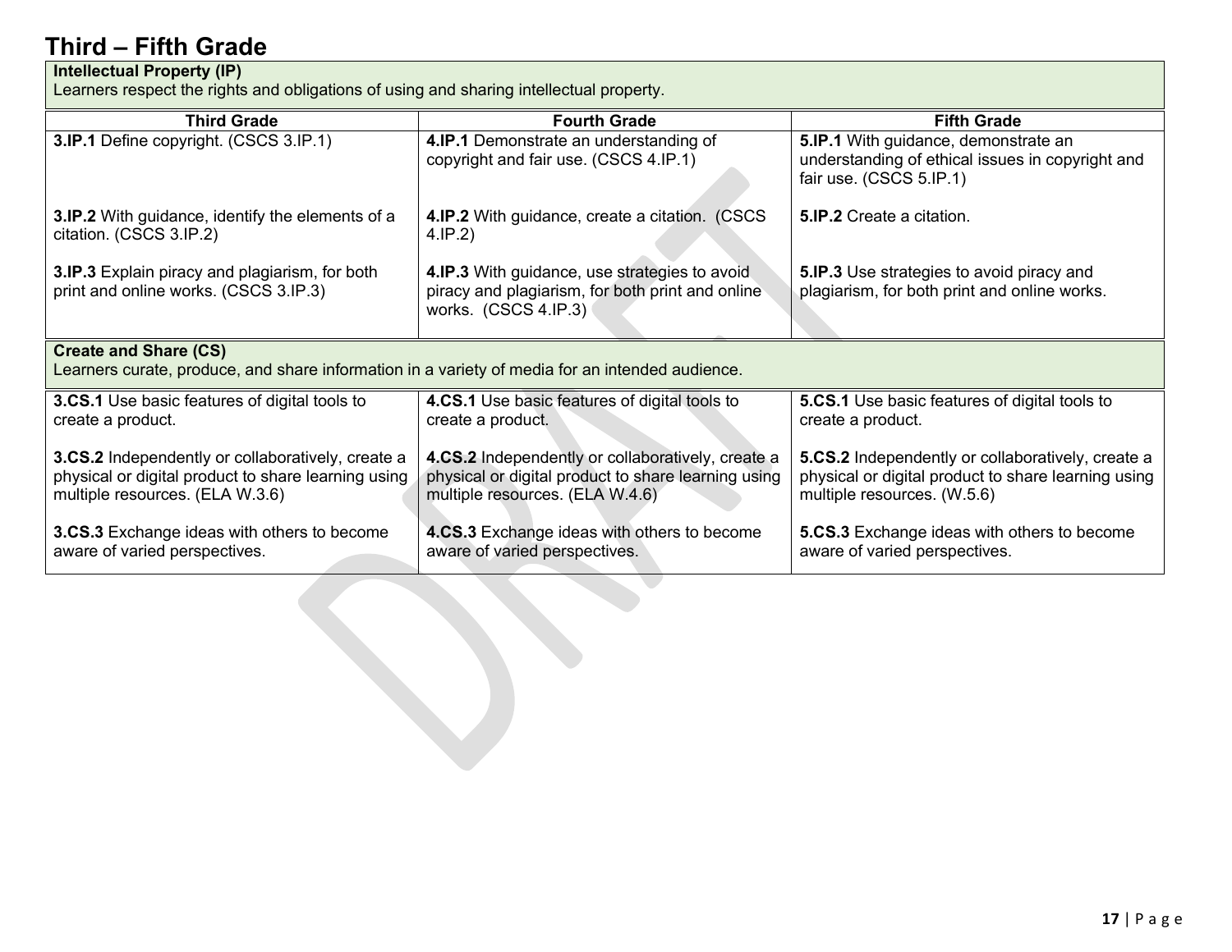# Third – Fifth Grade

| **Intellectual Property (IP)**<br>Learners respect the rights and obligations of using and sharing intellectual property. | | |
|---|---|---|
| **Third Grade** | **Fourth Grade** | **Fifth Grade** |
| **3.IP.1** Define copyright. (CSCS 3.IP.1)<br><br>**3.IP.2** With guidance, identify the elements of a citation. (CSCS 3.IP.2)<br><br>**3.IP.3** Explain piracy and plagiarism, for both print and online works. (CSCS 3.IP.3) | **4.IP.1** Demonstrate an understanding of copyright and fair use. (CSCS 4.IP.1)<br><br>**4.IP.2** With guidance, create a citation. (CSCS 4.IP.2)<br><br>**4.IP.3** With guidance, use strategies to avoid piracy and plagiarism, for both print and online works. (CSCS 4.IP.3) | **5.IP.1** With guidance, demonstrate an understanding of ethical issues in copyright and fair use. (CSCS 5.IP.1)<br><br>**5.IP.2** Create a citation.<br><br>**5.IP.3** Use strategies to avoid piracy and plagiarism, for both print and online works. |

| **Create and Share (CS)**<br>Learners curate, produce, and share information in a variety of media for an intended audience. | | |
|---|---|---|
| **3.CS.1** Use basic features of digital tools to create a product.<br><br>**3.CS.2** Independently or collaboratively, create a physical or digital product to share learning using multiple resources. (ELA W.3.6)<br><br>**3.CS.3** Exchange ideas with others to become aware of varied perspectives. | **4.CS.1** Use basic features of digital tools to create a product.<br><br>**4.CS.2** Independently or collaboratively, create a physical or digital product to share learning using multiple resources. (ELA W.4.6)<br><br>**4.CS.3** Exchange ideas with others to become aware of varied perspectives. | **5.CS.1** Use basic features of digital tools to create a product.<br><br>**5.CS.2** Independently or collaboratively, create a physical or digital product to share learning using multiple resources. (W.5.6)<br><br>**5.CS.3** Exchange ideas with others to become aware of varied perspectives. |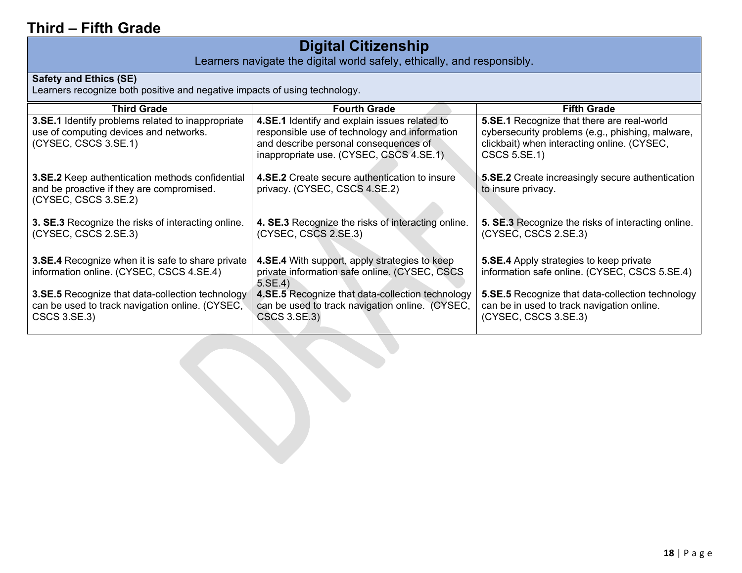# Third – Fifth Grade

## Digital Citizenship

Learners navigate the digital world safely, ethically, and responsibly.

**Safety and Ethics (SE)**
Learners recognize both positive and negative impacts of using technology.

| Third Grade | Fourth Grade | Fifth Grade |
|---|---|---|
| **3.SE.1** Identify problems related to inappropriate use of computing devices and networks. (CYSEC, CSCS 3.SE.1) | **4.SE.1** Identify and explain issues related to responsible use of technology and information and describe personal consequences of inappropriate use. (CYSEC, CSCS 4.SE.1) | **5.SE.1** Recognize that there are real-world cybersecurity problems (e.g., phishing, malware, clickbait) when interacting online. (CYSEC, CSCS 5.SE.1) |
| **3.SE.2** Keep authentication methods confidential and be proactive if they are compromised. (CYSEC, CSCS 3.SE.2) | **4.SE.2** Create secure authentication to insure privacy. (CYSEC, CSCS 4.SE.2) | **5.SE.2** Create increasingly secure authentication to insure privacy. |
| **3. SE.3** Recognize the risks of interacting online. (CYSEC, CSCS 2.SE.3) | **4. SE.3** Recognize the risks of interacting online. (CYSEC, CSCS 2.SE.3) | **5. SE.3** Recognize the risks of interacting online. (CYSEC, CSCS 2.SE.3) |
| **3.SE.4** Recognize when it is safe to share private information online. (CYSEC, CSCS 4.SE.4) | **4.SE.4** With support, apply strategies to keep private information safe online. (CYSEC, CSCS 5.SE.4) | **5.SE.4** Apply strategies to keep private information safe online. (CYSEC, CSCS 5.SE.4) |
| **3.SE.5** Recognize that data-collection technology can be used to track navigation online. (CYSEC, CSCS 3.SE.3) | **4.SE.5** Recognize that data-collection technology can be used to track navigation online. (CYSEC, CSCS 3.SE.3) | **5.SE.5** Recognize that data-collection technology can be in used to track navigation online. (CYSEC, CSCS 3.SE.3) |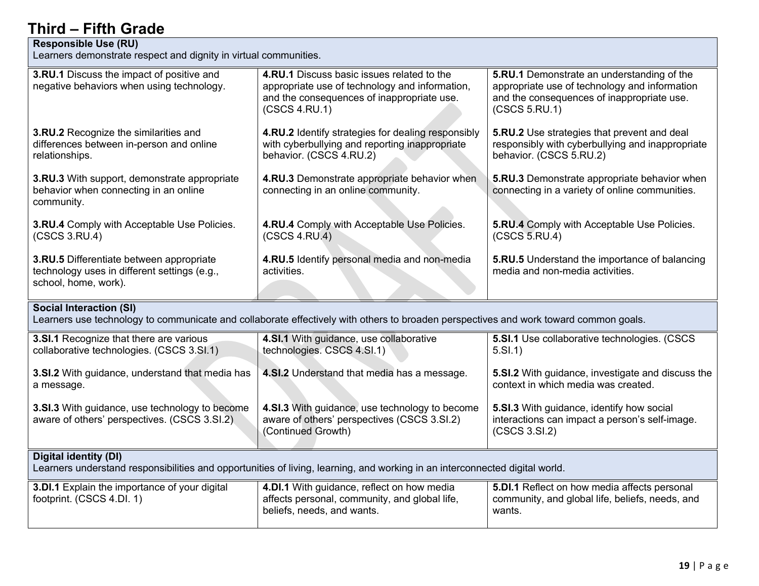# Third – Fifth Grade

| Responsible Use (RU)<br>Learners demonstrate respect and dignity in virtual communities. | | |
|---|---|---|
| **3.RU.1** Discuss the impact of positive and negative behaviors when using technology. | **4.RU.1** Discuss basic issues related to the appropriate use of technology and information, and the consequences of inappropriate use. (CSCS 4.RU.1) | **5.RU.1** Demonstrate an understanding of the appropriate use of technology and information and the consequences of inappropriate use. (CSCS 5.RU.1) |
| **3.RU.2** Recognize the similarities and differences between in-person and online relationships. | **4.RU.2** Identify strategies for dealing responsibly with cyberbullying and reporting inappropriate behavior. (CSCS 4.RU.2) | **5.RU.2** Use strategies that prevent and deal responsibly with cyberbullying and inappropriate behavior. (CSCS 5.RU.2) |
| **3.RU.3** With support, demonstrate appropriate behavior when connecting in an online community. | **4.RU.3** Demonstrate appropriate behavior when connecting in an online community. | **5.RU.3** Demonstrate appropriate behavior when connecting in a variety of online communities. |
| **3.RU.4** Comply with Acceptable Use Policies. (CSCS 3.RU.4) | **4.RU.4** Comply with Acceptable Use Policies. (CSCS 4.RU.4) | **5.RU.4** Comply with Acceptable Use Policies. (CSCS 5.RU.4) |
| **3.RU.5** Differentiate between appropriate technology uses in different settings (e.g., school, home, work). | **4.RU.5** Identify personal media and non-media activities. | **5.RU.5** Understand the importance of balancing media and non-media activities. |

| Social Interaction (SI)<br>Learners use technology to communicate and collaborate effectively with others to broaden perspectives and work toward common goals. | | |
|---|---|---|
| **3.SI.1** Recognize that there are various collaborative technologies. (CSCS 3.SI.1) | **4.SI.1** With guidance, use collaborative technologies. CSCS 4.SI.1) | **5.SI.1** Use collaborative technologies. (CSCS 5.SI.1) |
| **3.SI.2** With guidance, understand that media has a message. | **4.SI.2** Understand that media has a message. | **5.SI.2** With guidance, investigate and discuss the context in which media was created. |
| **3.SI.3** With guidance, use technology to become aware of others' perspectives. (CSCS 3.SI.2) | **4.SI.3** With guidance, use technology to become aware of others' perspectives (CSCS 3.SI.2) (Continued Growth) | **5.SI.3** With guidance, identify how social interactions can impact a person's self-image. (CSCS 3.SI.2) |

| Digital identity (DI)<br>Learners understand responsibilities and opportunities of living, learning, and working in an interconnected digital world. | | |
|---|---|---|
| **3.DI.1** Explain the importance of your digital footprint. (CSCS 4.DI. 1) | **4.DI.1** With guidance, reflect on how media affects personal, community, and global life, beliefs, needs, and wants. | **5.DI.1** Reflect on how media affects personal community, and global life, beliefs, needs, and wants. |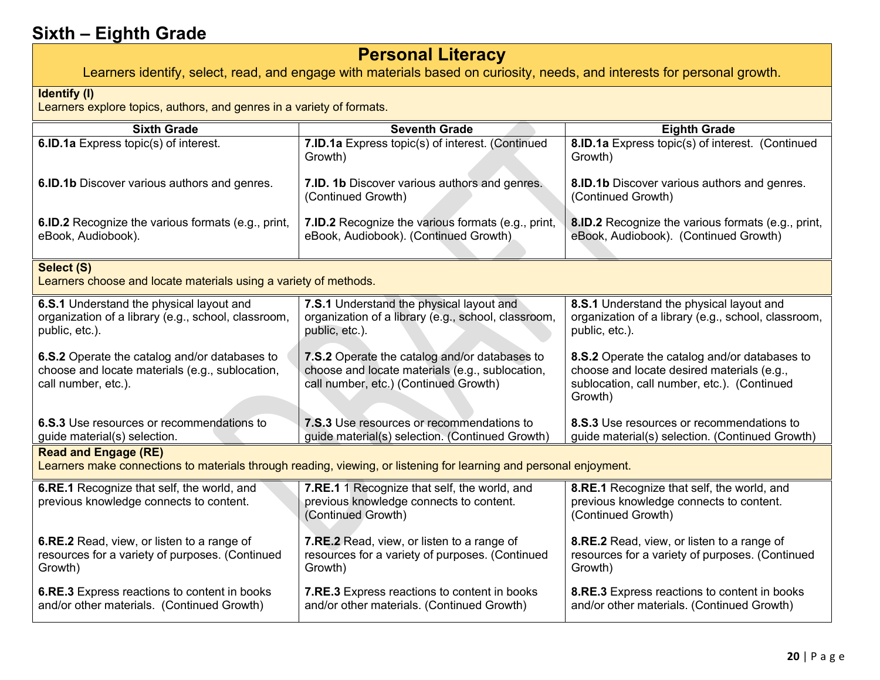# Sixth – Eighth Grade

## Personal Literacy

Learners identify, select, read, and engage with materials based on curiosity, needs, and interests for personal growth.

### Identify (I)

Learners explore topics, authors, and genres in a variety of formats.

| Sixth Grade | Seventh Grade | Eighth Grade |
|---|---|---|
| **6.ID.1a** Express topic(s) of interest. | **7.ID.1a** Express topic(s) of interest. (Continued Growth) | **8.ID.1a** Express topic(s) of interest. (Continued Growth) |
| **6.ID.1b** Discover various authors and genres. | **7.ID. 1b** Discover various authors and genres. (Continued Growth) | **8.ID.1b** Discover various authors and genres. (Continued Growth) |
| **6.ID.2** Recognize the various formats (e.g., print, eBook, Audiobook). | **7.ID.2** Recognize the various formats (e.g., print, eBook, Audiobook). (Continued Growth) | **8.ID.2** Recognize the various formats (e.g., print, eBook, Audiobook). (Continued Growth) |

### Select (S)

Learners choose and locate materials using a variety of methods.

| Sixth Grade | Seventh Grade | Eighth Grade |
|---|---|---|
| **6.S.1** Understand the physical layout and organization of a library (e.g., school, classroom, public, etc.). | **7.S.1** Understand the physical layout and organization of a library (e.g., school, classroom, public, etc.). | **8.S.1** Understand the physical layout and organization of a library (e.g., school, classroom, public, etc.). |
| **6.S.2** Operate the catalog and/or databases to choose and locate materials (e.g., sublocation, call number, etc.). | **7.S.2** Operate the catalog and/or databases to choose and locate materials (e.g., sublocation, call number, etc.) (Continued Growth) | **8.S.2** Operate the catalog and/or databases to choose and locate desired materials (e.g., sublocation, call number, etc.). (Continued Growth) |
| **6.S.3** Use resources or recommendations to guide material(s) selection. | **7.S.3** Use resources or recommendations to guide material(s) selection. (Continued Growth) | **8.S.3** Use resources or recommendations to guide material(s) selection. (Continued Growth) |

### Read and Engage (RE)

Learners make connections to materials through reading, viewing, or listening for learning and personal enjoyment.

| Sixth Grade | Seventh Grade | Eighth Grade |
|---|---|---|
| **6.RE.1** Recognize that self, the world, and previous knowledge connects to content. | **7.RE.1** 1 Recognize that self, the world, and previous knowledge connects to content. (Continued Growth) | **8.RE.1** Recognize that self, the world, and previous knowledge connects to content. (Continued Growth) |
| **6.RE.2** Read, view, or listen to a range of resources for a variety of purposes. (Continued Growth) | **7.RE.2** Read, view, or listen to a range of resources for a variety of purposes. (Continued Growth) | **8.RE.2** Read, view, or listen to a range of resources for a variety of purposes. (Continued Growth) |
| **6.RE.3** Express reactions to content in books and/or other materials. (Continued Growth) | **7.RE.3** Express reactions to content in books and/or other materials. (Continued Growth) | **8.RE.3** Express reactions to content in books and/or other materials. (Continued Growth) |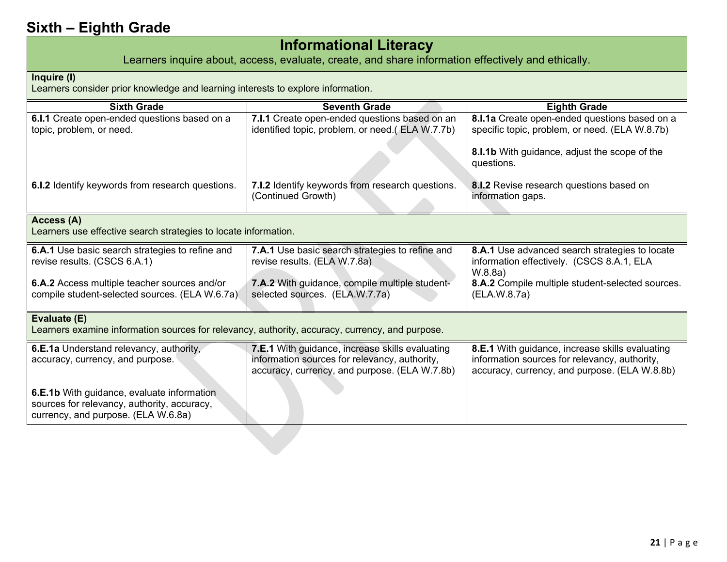# Sixth – Eighth Grade

## Informational Literacy

Learners inquire about, access, evaluate, create, and share information effectively and ethically.

**Inquire (I)**
Learners consider prior knowledge and learning interests to explore information.

| Sixth Grade | Seventh Grade | Eighth Grade |
| --- | --- | --- |
| **6.I.1** Create open-ended questions based on a topic, problem, or need. | **7.I.1** Create open-ended questions based on an identified topic, problem, or need.( ELA W.7.7b) | **8.I.1a** Create open-ended questions based on a specific topic, problem, or need. (ELA W.8.7b)<br><br>**8.I.1b** With guidance, adjust the scope of the questions. |
| **6.I.2** Identify keywords from research questions. | **7.I.2** Identify keywords from research questions. (Continued Growth) | **8.I.2** Revise research questions based on information gaps. |

**Access (A)**
Learners use effective search strategies to locate information.

| Sixth Grade | Seventh Grade | Eighth Grade |
| --- | --- | --- |
| **6.A.1** Use basic search strategies to refine and revise results. (CSCS 6.A.1) | **7.A.1** Use basic search strategies to refine and revise results. (ELA W.7.8a) | **8.A.1** Use advanced search strategies to locate information effectively. (CSCS 8.A.1, ELA W.8.8a) |
| **6.A.2** Access multiple teacher sources and/or compile student-selected sources. (ELA W.6.7a) | **7.A.2** With guidance, compile multiple student-selected sources. (ELA.W.7.7a) | **8.A.2** Compile multiple student-selected sources. (ELA.W.8.7a) |

**Evaluate (E)**
Learners examine information sources for relevancy, authority, accuracy, currency, and purpose.

| Sixth Grade | Seventh Grade | Eighth Grade |
| --- | --- | --- |
| **6.E.1a** Understand relevancy, authority, accuracy, currency, and purpose.<br><br>**6.E.1b** With guidance, evaluate information sources for relevancy, authority, accuracy, currency, and purpose. (ELA W.6.8a) | **7.E.1** With guidance, increase skills evaluating information sources for relevancy, authority, accuracy, currency, and purpose. (ELA W.7.8b) | **8.E.1** With guidance, increase skills evaluating information sources for relevancy, authority, accuracy, currency, and purpose. (ELA W.8.8b) |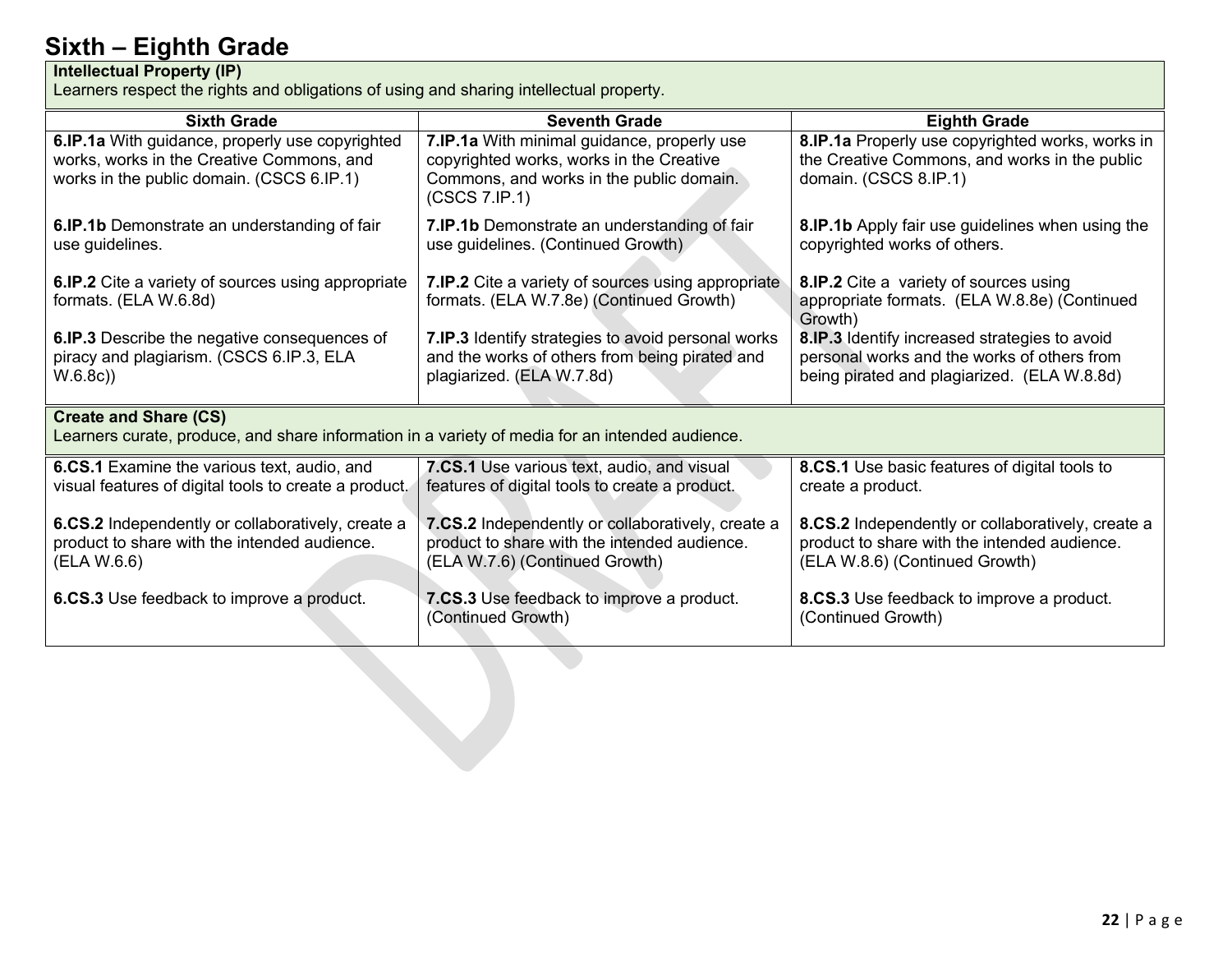# Sixth – Eighth Grade

**Intellectual Property (IP)**
Learners respect the rights and obligations of using and sharing intellectual property.

| Sixth Grade | Seventh Grade | Eighth Grade |
|---|---|---|
| **6.IP.1a** With guidance, properly use copyrighted works, works in the Creative Commons, and works in the public domain. (CSCS 6.IP.1) | **7.IP.1a** With minimal guidance, properly use copyrighted works, works in the Creative Commons, and works in the public domain. (CSCS 7.IP.1) | **8.IP.1a** Properly use copyrighted works, works in the Creative Commons, and works in the public domain. (CSCS 8.IP.1) |
| **6.IP.1b** Demonstrate an understanding of fair use guidelines. | **7.IP.1b** Demonstrate an understanding of fair use guidelines. (Continued Growth) | **8.IP.1b** Apply fair use guidelines when using the copyrighted works of others. |
| **6.IP.2** Cite a variety of sources using appropriate formats. (ELA W.6.8d) | **7.IP.2** Cite a variety of sources using appropriate formats. (ELA W.7.8e) (Continued Growth) | **8.IP.2** Cite a variety of sources using appropriate formats. (ELA W.8.8e) (Continued Growth) |
| **6.IP.3** Describe the negative consequences of piracy and plagiarism. (CSCS 6.IP.3, ELA W.6.8c)) | **7.IP.3** Identify strategies to avoid personal works and the works of others from being pirated and plagiarized. (ELA W.7.8d) | **8.IP.3** Identify increased strategies to avoid personal works and the works of others from being pirated and plagiarized. (ELA W.8.8d) |

**Create and Share (CS)**
Learners curate, produce, and share information in a variety of media for an intended audience.

| Sixth Grade | Seventh Grade | Eighth Grade |
|---|---|---|
| **6.CS.1** Examine the various text, audio, and visual features of digital tools to create a product. | **7.CS.1** Use various text, audio, and visual features of digital tools to create a product. | **8.CS.1** Use basic features of digital tools to create a product. |
| **6.CS.2** Independently or collaboratively, create a product to share with the intended audience. (ELA W.6.6) | **7.CS.2** Independently or collaboratively, create a product to share with the intended audience. (ELA W.7.6) (Continued Growth) | **8.CS.2** Independently or collaboratively, create a product to share with the intended audience. (ELA W.8.6) (Continued Growth) |
| **6.CS.3** Use feedback to improve a product. | **7.CS.3** Use feedback to improve a product. (Continued Growth) | **8.CS.3** Use feedback to improve a product. (Continued Growth) |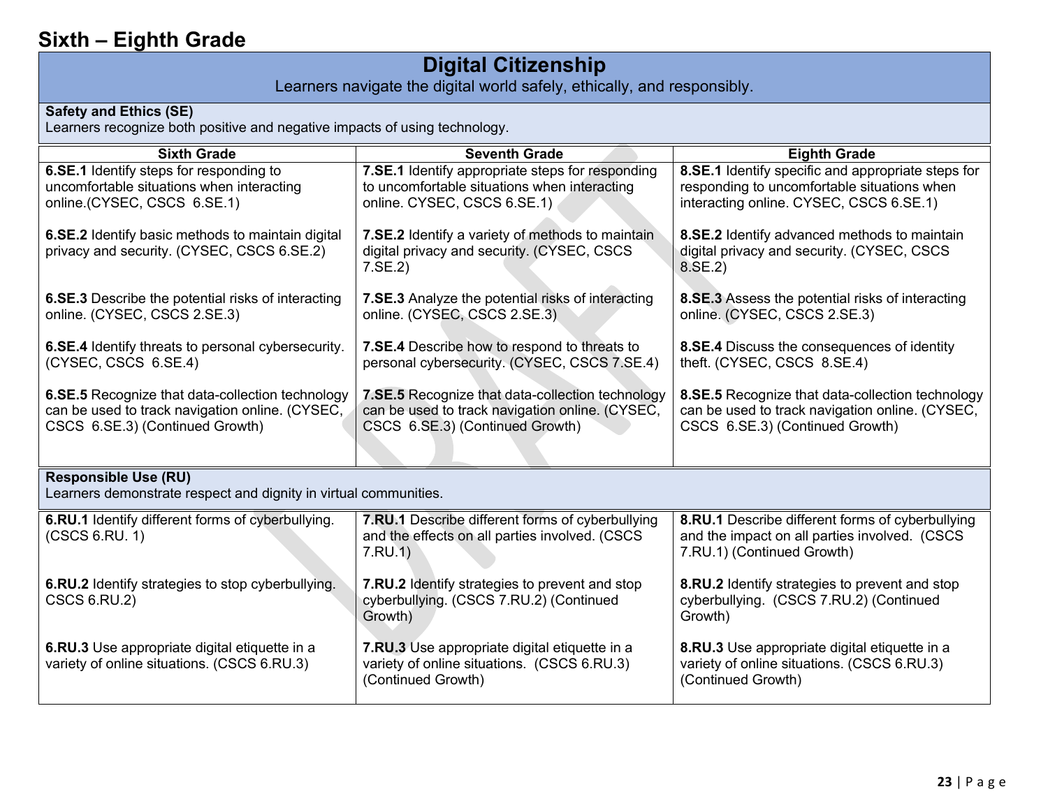## Sixth – Eighth Grade

# Digital Citizenship

Learners navigate the digital world safely, ethically, and responsibly.

### Safety and Ethics (SE)

Learners recognize both positive and negative impacts of using technology.

| Sixth Grade | Seventh Grade | Eighth Grade |
|---|---|---|
| **6.SE.1** Identify steps for responding to uncomfortable situations when interacting online.(CYSEC, CSCS 6.SE.1) | **7.SE.1** Identify appropriate steps for responding to uncomfortable situations when interacting online. CYSEC, CSCS 6.SE.1) | **8.SE.1** Identify specific and appropriate steps for responding to uncomfortable situations when interacting online. CYSEC, CSCS 6.SE.1) |
| **6.SE.2** Identify basic methods to maintain digital privacy and security. (CYSEC, CSCS 6.SE.2) | **7.SE.2** Identify a variety of methods to maintain digital privacy and security. (CYSEC, CSCS 7.SE.2) | **8.SE.2** Identify advanced methods to maintain digital privacy and security. (CYSEC, CSCS 8.SE.2) |
| **6.SE.3** Describe the potential risks of interacting online. (CYSEC, CSCS 2.SE.3) | **7.SE.3** Analyze the potential risks of interacting online. (CYSEC, CSCS 2.SE.3) | **8.SE.3** Assess the potential risks of interacting online. (CYSEC, CSCS 2.SE.3) |
| **6.SE.4** Identify threats to personal cybersecurity. (CYSEC, CSCS 6.SE.4) | **7.SE.4** Describe how to respond to threats to personal cybersecurity. (CYSEC, CSCS 7.SE.4) | **8.SE.4** Discuss the consequences of identity theft. (CYSEC, CSCS 8.SE.4) |
| **6.SE.5** Recognize that data-collection technology can be used to track navigation online. (CYSEC, CSCS 6.SE.3) (Continued Growth) | **7.SE.5** Recognize that data-collection technology can be used to track navigation online. (CYSEC, CSCS 6.SE.3) (Continued Growth) | **8.SE.5** Recognize that data-collection technology can be used to track navigation online. (CYSEC, CSCS 6.SE.3) (Continued Growth) |

### Responsible Use (RU)

Learners demonstrate respect and dignity in virtual communities.

| Sixth Grade | Seventh Grade | Eighth Grade |
|---|---|---|
| **6.RU.1** Identify different forms of cyberbullying. (CSCS 6.RU. 1) | **7.RU.1** Describe different forms of cyberbullying and the effects on all parties involved. (CSCS 7.RU.1) | **8.RU.1** Describe different forms of cyberbullying and the impact on all parties involved. (CSCS 7.RU.1) (Continued Growth) |
| **6.RU.2** Identify strategies to stop cyberbullying. CSCS 6.RU.2) | **7.RU.2** Identify strategies to prevent and stop cyberbullying. (CSCS 7.RU.2) (Continued Growth) | **8.RU.2** Identify strategies to prevent and stop cyberbullying. (CSCS 7.RU.2) (Continued Growth) |
| **6.RU.3** Use appropriate digital etiquette in a variety of online situations. (CSCS 6.RU.3) | **7.RU.3** Use appropriate digital etiquette in a variety of online situations. (CSCS 6.RU.3) (Continued Growth) | **8.RU.3** Use appropriate digital etiquette in a variety of online situations. (CSCS 6.RU.3) (Continued Growth) |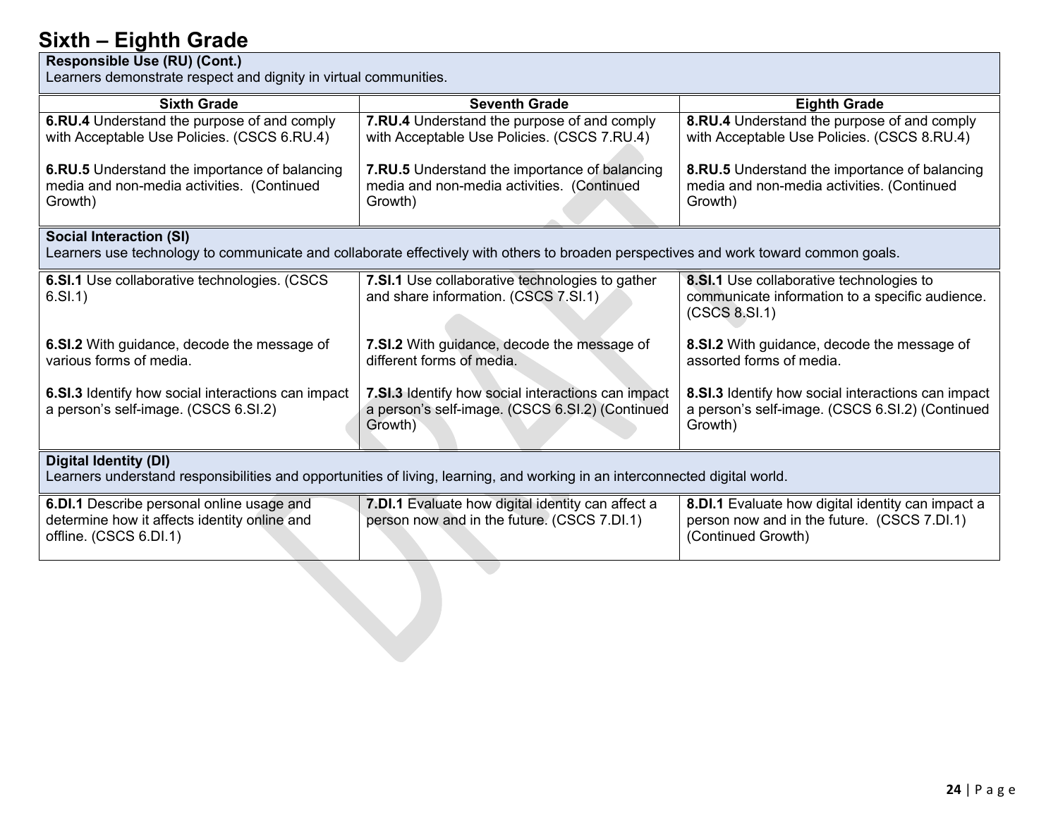## Sixth – Eighth Grade

| Responsible Use (RU) (Cont.)<br>Learners demonstrate respect and dignity in virtual communities. | | |
|---|---|---|
| **Sixth Grade** | **Seventh Grade** | **Eighth Grade** |
| **6.RU.4** Understand the purpose of and comply with Acceptable Use Policies. (CSCS 6.RU.4)<br><br>**6.RU.5** Understand the importance of balancing media and non-media activities. (Continued Growth) | **7.RU.4** Understand the purpose of and comply with Acceptable Use Policies. (CSCS 7.RU.4)<br><br>**7.RU.5** Understand the importance of balancing media and non-media activities. (Continued Growth) | **8.RU.4** Understand the purpose of and comply with Acceptable Use Policies. (CSCS 8.RU.4)<br><br>**8.RU.5** Understand the importance of balancing media and non-media activities. (Continued Growth) |
| **Social Interaction (SI)**<br>Learners use technology to communicate and collaborate effectively with others to broaden perspectives and work toward common goals. | | |
| **6.SI.1** Use collaborative technologies. (CSCS 6.SI.1)<br><br>**6.SI.2** With guidance, decode the message of various forms of media.<br><br>**6.SI.3** Identify how social interactions can impact a person's self-image. (CSCS 6.SI.2) | **7.SI.1** Use collaborative technologies to gather and share information. (CSCS 7.SI.1)<br><br>**7.SI.2** With guidance, decode the message of different forms of media.<br><br>**7.SI.3** Identify how social interactions can impact a person's self-image. (CSCS 6.SI.2) (Continued Growth) | **8.SI.1** Use collaborative technologies to communicate information to a specific audience. (CSCS 8.SI.1)<br><br>**8.SI.2** With guidance, decode the message of assorted forms of media.<br><br>**8.SI.3** Identify how social interactions can impact a person's self-image. (CSCS 6.SI.2) (Continued Growth) |
| **Digital Identity (DI)**<br>Learners understand responsibilities and opportunities of living, learning, and working in an interconnected digital world. | | |
| **6.DI.1** Describe personal online usage and determine how it affects identity online and offline. (CSCS 6.DI.1) | **7.DI.1** Evaluate how digital identity can affect a person now and in the future. (CSCS 7.DI.1) | **8.DI.1** Evaluate how digital identity can impact a person now and in the future. (CSCS 7.DI.1) (Continued Growth) |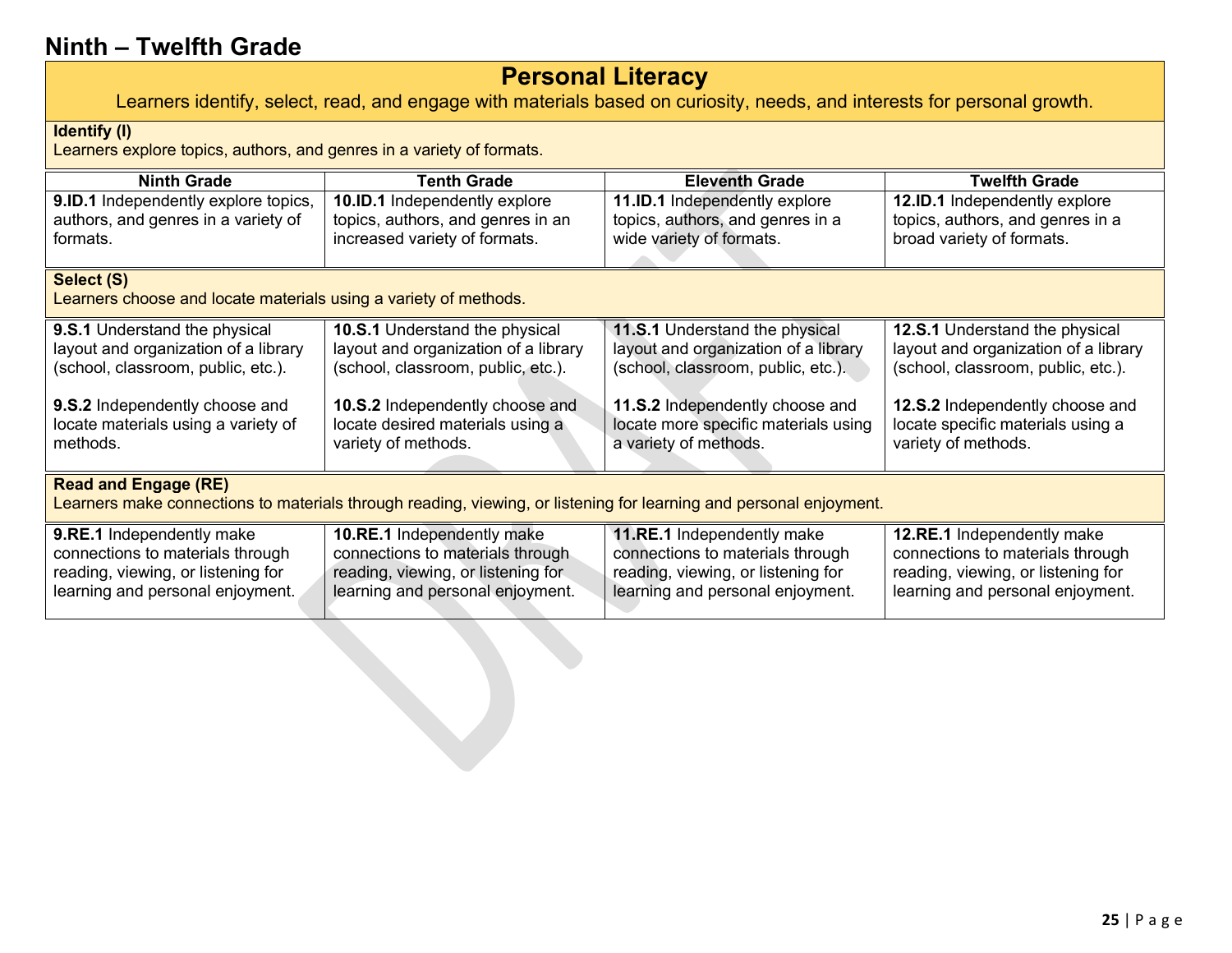# Ninth – Twelfth Grade

## Personal Literacy

Learners identify, select, read, and engage with materials based on curiosity, needs, and interests for personal growth.

### Identify (I)

Learners explore topics, authors, and genres in a variety of formats.

| Ninth Grade | Tenth Grade | Eleventh Grade | Twelfth Grade |
|---|---|---|---|
| **9.ID.1** Independently explore topics, authors, and genres in a variety of formats. | **10.ID.1** Independently explore topics, authors, and genres in an increased variety of formats. | **11.ID.1** Independently explore topics, authors, and genres in a wide variety of formats. | **12.ID.1** Independently explore topics, authors, and genres in a broad variety of formats. |

### Select (S)

Learners choose and locate materials using a variety of methods.

| Ninth Grade | Tenth Grade | Eleventh Grade | Twelfth Grade |
|---|---|---|---|
| **9.S.1** Understand the physical layout and organization of a library (school, classroom, public, etc.).<br><br>**9.S.2** Independently choose and locate materials using a variety of methods. | **10.S.1** Understand the physical layout and organization of a library (school, classroom, public, etc.).<br><br>**10.S.2** Independently choose and locate desired materials using a variety of methods. | **11.S.1** Understand the physical layout and organization of a library (school, classroom, public, etc.).<br><br>**11.S.2** Independently choose and locate more specific materials using a variety of methods. | **12.S.1** Understand the physical layout and organization of a library (school, classroom, public, etc.).<br><br>**12.S.2** Independently choose and locate specific materials using a variety of methods. |

### Read and Engage (RE)

Learners make connections to materials through reading, viewing, or listening for learning and personal enjoyment.

| Ninth Grade | Tenth Grade | Eleventh Grade | Twelfth Grade |
|---|---|---|---|
| **9.RE.1** Independently make connections to materials through reading, viewing, or listening for learning and personal enjoyment. | **10.RE.1** Independently make connections to materials through reading, viewing, or listening for learning and personal enjoyment. | **11.RE.1** Independently make connections to materials through reading, viewing, or listening for learning and personal enjoyment. | **12.RE.1** Independently make connections to materials through reading, viewing, or listening for learning and personal enjoyment. |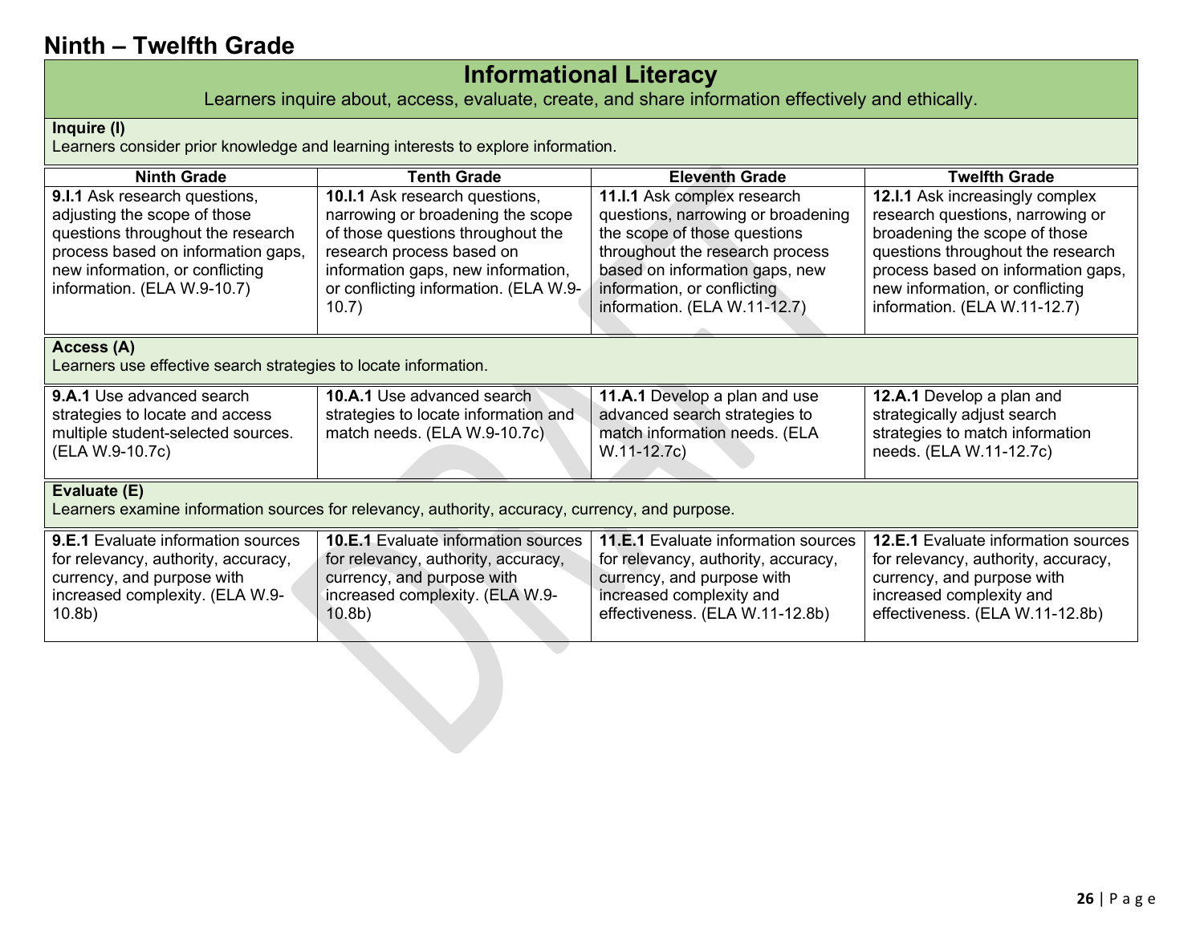## Ninth – Twelfth Grade

# Informational Literacy

Learners inquire about, access, evaluate, create, and share information effectively and ethically.

**Inquire (I)**
Learners consider prior knowledge and learning interests to explore information.

| Ninth Grade | Tenth Grade | Eleventh Grade | Twelfth Grade |
|---|---|---|---|
| **9.I.1** Ask research questions, adjusting the scope of those questions throughout the research process based on information gaps, new information, or conflicting information. (ELA W.9-10.7) | **10.I.1** Ask research questions, narrowing or broadening the scope of those questions throughout the research process based on information gaps, new information, or conflicting information. (ELA W.9-10.7) | **11.I.1** Ask complex research questions, narrowing or broadening the scope of those questions throughout the research process based on information gaps, new information, or conflicting information. (ELA W.11-12.7) | **12.I.1** Ask increasingly complex research questions, narrowing or broadening the scope of those questions throughout the research process based on information gaps, new information, or conflicting information. (ELA W.11-12.7) |

**Access (A)**
Learners use effective search strategies to locate information.

| Ninth Grade | Tenth Grade | Eleventh Grade | Twelfth Grade |
|---|---|---|---|
| **9.A.1** Use advanced search strategies to locate and access multiple student-selected sources. (ELA W.9-10.7c) | **10.A.1** Use advanced search strategies to locate information and match needs. (ELA W.9-10.7c) | **11.A.1** Develop a plan and use advanced search strategies to match information needs. (ELA W.11-12.7c) | **12.A.1** Develop a plan and strategically adjust search strategies to match information needs. (ELA W.11-12.7c) |

**Evaluate (E)**
Learners examine information sources for relevancy, authority, accuracy, currency, and purpose.

| Ninth Grade | Tenth Grade | Eleventh Grade | Twelfth Grade |
|---|---|---|---|
| **9.E.1** Evaluate information sources for relevancy, authority, accuracy, currency, and purpose with increased complexity. (ELA W.9-10.8b) | **10.E.1** Evaluate information sources for relevancy, authority, accuracy, currency, and purpose with increased complexity. (ELA W.9-10.8b) | **11.E.1** Evaluate information sources for relevancy, authority, accuracy, currency, and purpose with increased complexity and effectiveness. (ELA W.11-12.8b) | **12.E.1** Evaluate information sources for relevancy, authority, accuracy, currency, and purpose with increased complexity and effectiveness. (ELA W.11-12.8b) |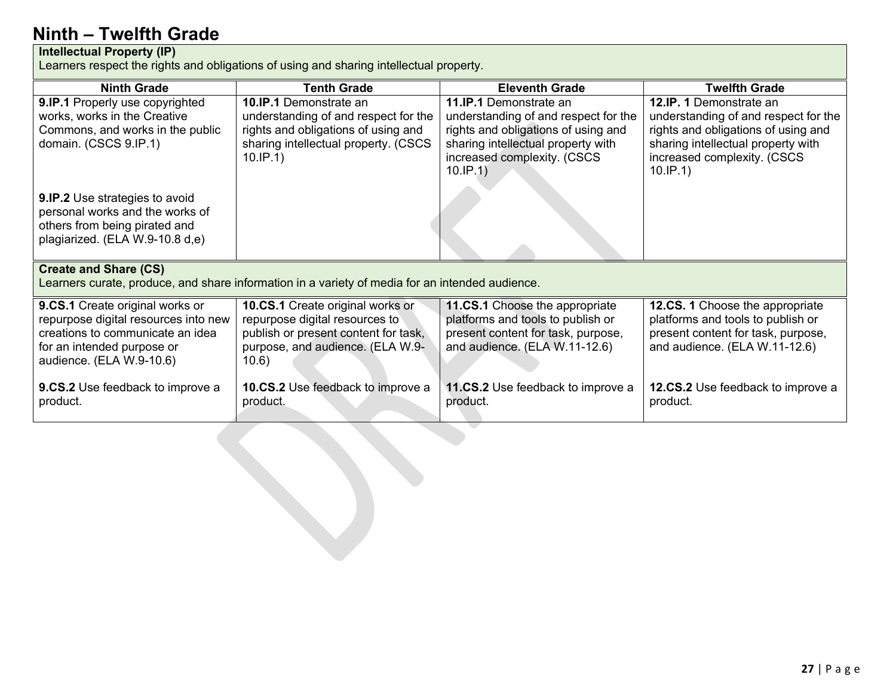# Ninth – Twelfth Grade

| **Intellectual Property (IP)**<br>Learners respect the rights and obligations of using and sharing intellectual property. | | | |
|---|---|---|---|
| **Ninth Grade** | **Tenth Grade** | **Eleventh Grade** | **Twelfth Grade** |
| **9.IP.1** Properly use copyrighted works, works in the Creative Commons, and works in the public domain. (CSCS 9.IP.1)<br><br>**9.IP.2** Use strategies to avoid personal works and the works of others from being pirated and plagiarized. (ELA W.9-10.8 d,e) | **10.IP.1** Demonstrate an understanding of and respect for the rights and obligations of using and sharing intellectual property. (CSCS 10.IP.1) | **11.IP.1** Demonstrate an understanding of and respect for the rights and obligations of using and sharing intellectual property with increased complexity. (CSCS 10.IP.1) | **12.IP. 1** Demonstrate an understanding of and respect for the rights and obligations of using and sharing intellectual property with increased complexity. (CSCS 10.IP.1) |

| **Create and Share (CS)**<br>Learners curate, produce, and share information in a variety of media for an intended audience. | | | |
|---|---|---|---|
| **9.CS.1** Create original works or repurpose digital resources into new creations to communicate an idea for an intended purpose or audience. (ELA W.9-10.6)<br><br>**9.CS.2** Use feedback to improve a product. | **10.CS.1** Create original works or repurpose digital resources to publish or present content for task, purpose, and audience. (ELA W.9-10.6)<br><br>**10.CS.2** Use feedback to improve a product. | **11.CS.1** Choose the appropriate platforms and tools to publish or present content for task, purpose, and audience. (ELA W.11-12.6)<br><br>**11.CS.2** Use feedback to improve a product. | **12.CS. 1** Choose the appropriate platforms and tools to publish or present content for task, purpose, and audience. (ELA W.11-12.6)<br><br>**12.CS.2** Use feedback to improve a product. |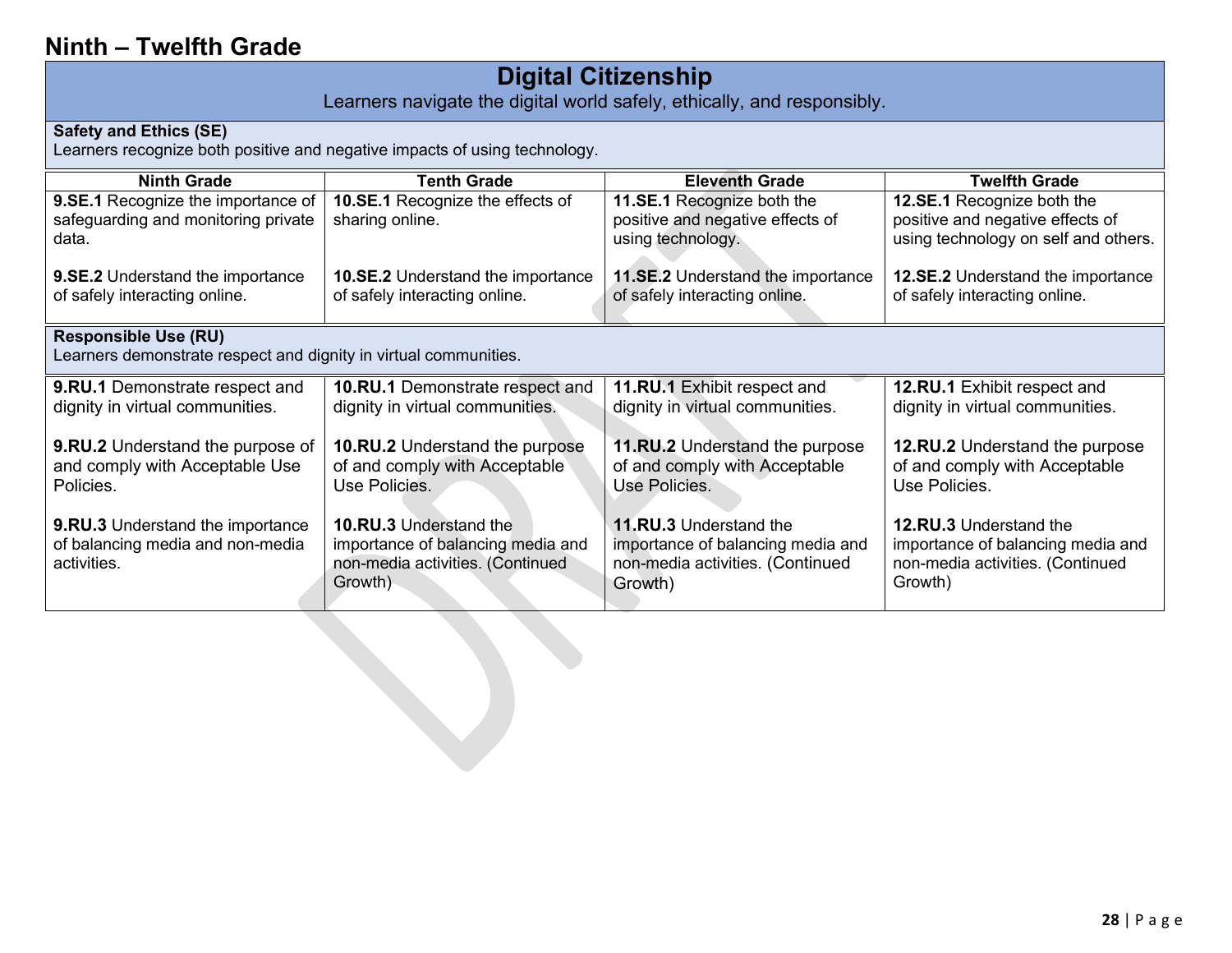## Ninth – Twelfth Grade

# Digital Citizenship

Learners navigate the digital world safely, ethically, and responsibly.

**Safety and Ethics (SE)**
Learners recognize both positive and negative impacts of using technology.

| Ninth Grade | Tenth Grade | Eleventh Grade | Twelfth Grade |
|---|---|---|---|
| **9.SE.1** Recognize the importance of safeguarding and monitoring private data. | **10.SE.1** Recognize the effects of sharing online. | **11.SE.1** Recognize both the positive and negative effects of using technology. | **12.SE.1** Recognize both the positive and negative effects of using technology on self and others. |
| **9.SE.2** Understand the importance of safely interacting online. | **10.SE.2** Understand the importance of safely interacting online. | **11.SE.2** Understand the importance of safely interacting online. | **12.SE.2** Understand the importance of safely interacting online. |

**Responsible Use (RU)**
Learners demonstrate respect and dignity in virtual communities.

| Ninth Grade | Tenth Grade | Eleventh Grade | Twelfth Grade |
|---|---|---|---|
| **9.RU.1** Demonstrate respect and dignity in virtual communities. | **10.RU.1** Demonstrate respect and dignity in virtual communities. | **11.RU.1** Exhibit respect and dignity in virtual communities. | **12.RU.1** Exhibit respect and dignity in virtual communities. |
| **9.RU.2** Understand the purpose of and comply with Acceptable Use Policies. | **10.RU.2** Understand the purpose of and comply with Acceptable Use Policies. | **11.RU.2** Understand the purpose of and comply with Acceptable Use Policies. | **12.RU.2** Understand the purpose of and comply with Acceptable Use Policies. |
| **9.RU.3** Understand the importance of balancing media and non-media activities. | **10.RU.3** Understand the importance of balancing media and non-media activities. (Continued Growth) | **11.RU.3** Understand the importance of balancing media and non-media activities. (Continued Growth) | **12.RU.3** Understand the importance of balancing media and non-media activities. (Continued Growth) |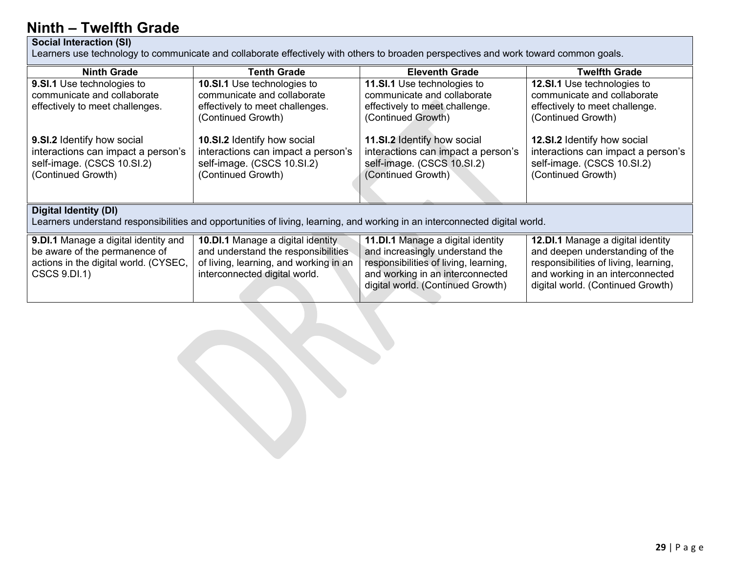# Ninth – Twelfth Grade

**Social Interaction (SI)**
Learners use technology to communicate and collaborate effectively with others to broaden perspectives and work toward common goals.

| Ninth Grade | Tenth Grade | Eleventh Grade | Twelfth Grade |
|---|---|---|---|
| **9.SI.1** Use technologies to communicate and collaborate effectively to meet challenges. | **10.SI.1** Use technologies to communicate and collaborate effectively to meet challenges. (Continued Growth) | **11.SI.1** Use technologies to communicate and collaborate effectively to meet challenge. (Continued Growth) | **12.SI.1** Use technologies to communicate and collaborate effectively to meet challenge. (Continued Growth) |
| **9.SI.2** Identify how social interactions can impact a person's self-image. (CSCS 10.SI.2) (Continued Growth) | **10.SI.2** Identify how social interactions can impact a person's self-image. (CSCS 10.SI.2) (Continued Growth) | **11.SI.2** Identify how social interactions can impact a person's self-image. (CSCS 10.SI.2) (Continued Growth) | **12.SI.2** Identify how social interactions can impact a person's self-image. (CSCS 10.SI.2) (Continued Growth) |

**Digital Identity (DI)**
Learners understand responsibilities and opportunities of living, learning, and working in an interconnected digital world.

| Ninth Grade | Tenth Grade | Eleventh Grade | Twelfth Grade |
|---|---|---|---|
| **9.DI.1** Manage a digital identity and be aware of the permanence of actions in the digital world. (CYSEC, CSCS 9.DI.1) | **10.DI.1** Manage a digital identity and understand the responsibilities of living, learning, and working in an interconnected digital world. | **11.DI.1** Manage a digital identity and increasingly understand the responsibilities of living, learning, and working in an interconnected digital world. (Continued Growth) | **12.DI.1** Manage a digital identity and deepen understanding of the responsibilities of living, learning, and working in an interconnected digital world. (Continued Growth) |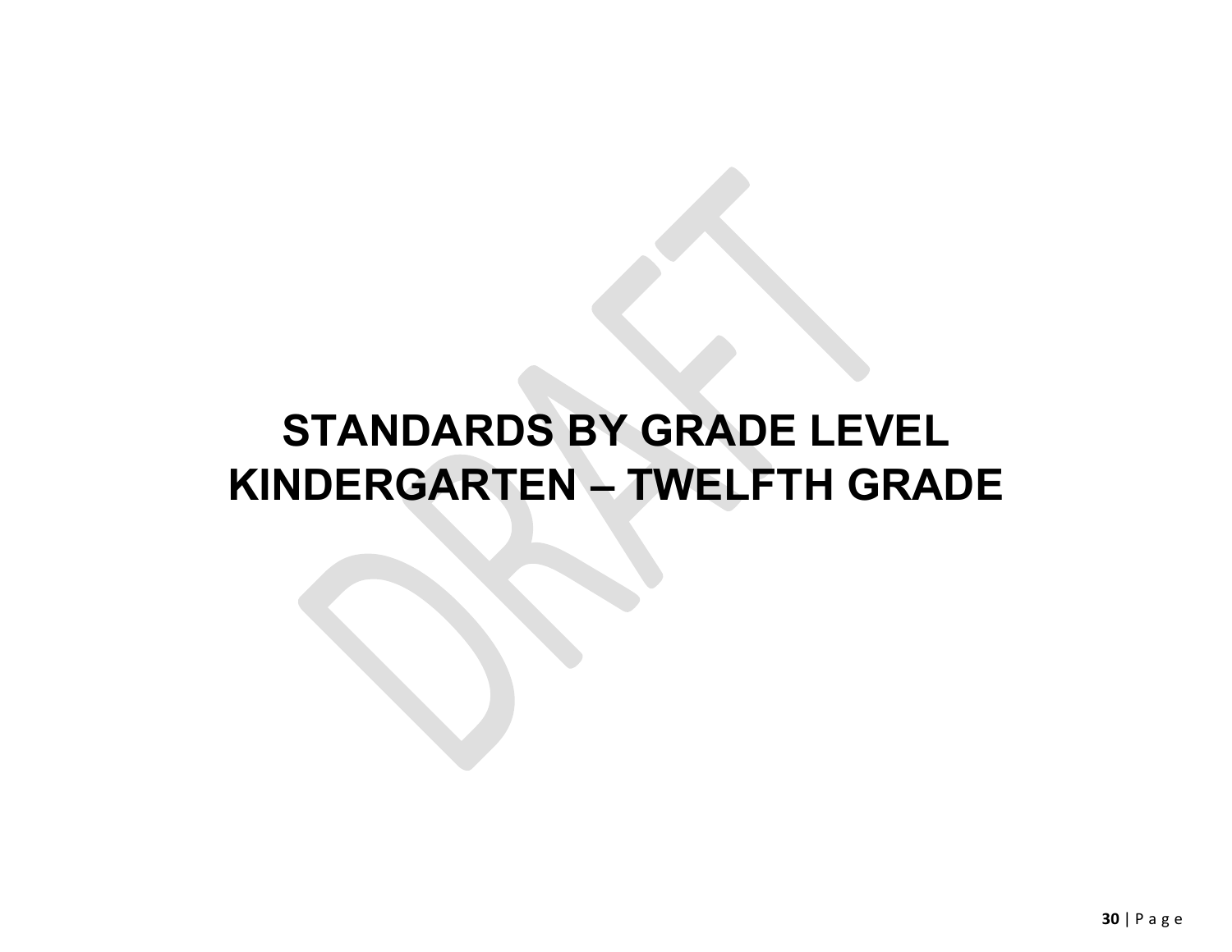# STANDARDS BY GRADE LEVEL
# KINDERGARTEN – TWELFTH GRADE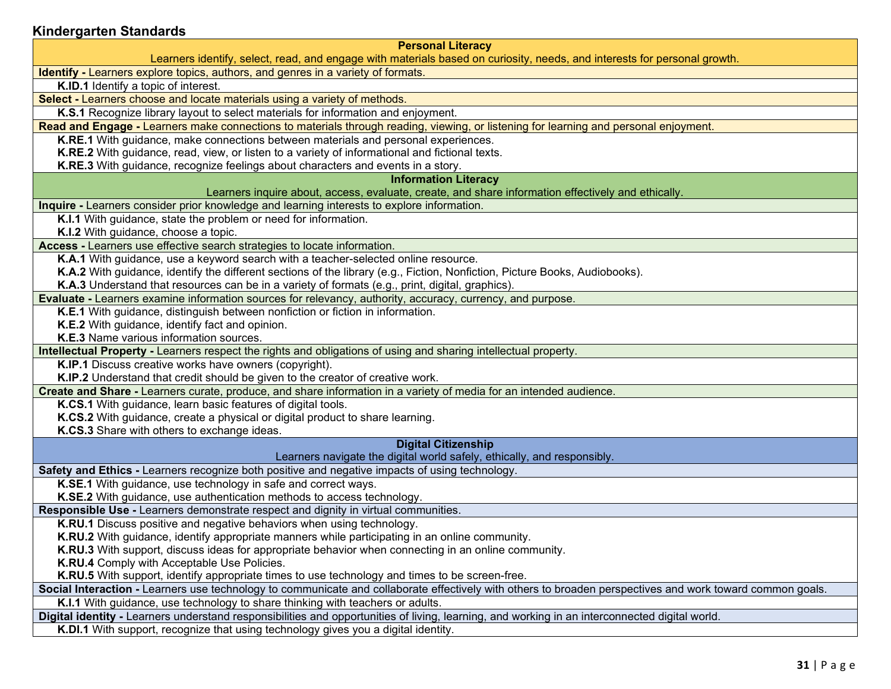## Kindergarten Standards

### Personal Literacy

Learners identify, select, read, and engage with materials based on curiosity, needs, and interests for personal growth.

**Identify -** Learners explore topics, authors, and genres in a variety of formats.

- **K.ID.1** Identify a topic of interest.

**Select -** Learners choose and locate materials using a variety of methods.

- **K.S.1** Recognize library layout to select materials for information and enjoyment.

**Read and Engage -** Learners make connections to materials through reading, viewing, or listening for learning and personal enjoyment.

- **K.RE.1** With guidance, make connections between materials and personal experiences.
- **K.RE.2** With guidance, read, view, or listen to a variety of informational and fictional texts.
- **K.RE.3** With guidance, recognize feelings about characters and events in a story.

### Information Literacy

Learners inquire about, access, evaluate, create, and share information effectively and ethically.

**Inquire -** Learners consider prior knowledge and learning interests to explore information.

- **K.I.1** With guidance, state the problem or need for information.
- **K.I.2** With guidance, choose a topic.

**Access -** Learners use effective search strategies to locate information.

- **K.A.1** With guidance, use a keyword search with a teacher-selected online resource.
- **K.A.2** With guidance, identify the different sections of the library (e.g., Fiction, Nonfiction, Picture Books, Audiobooks).
- **K.A.3** Understand that resources can be in a variety of formats (e.g., print, digital, graphics).

**Evaluate -** Learners examine information sources for relevancy, authority, accuracy, currency, and purpose.

- **K.E.1** With guidance, distinguish between nonfiction or fiction in information.
- **K.E.2** With guidance, identify fact and opinion.
- **K.E.3** Name various information sources.

**Intellectual Property -** Learners respect the rights and obligations of using and sharing intellectual property.

- **K.IP.1** Discuss creative works have owners (copyright).
- **K.IP.2** Understand that credit should be given to the creator of creative work.

**Create and Share -** Learners curate, produce, and share information in a variety of media for an intended audience.

- **K.CS.1** With guidance, learn basic features of digital tools.
- **K.CS.2** With guidance, create a physical or digital product to share learning.
- **K.CS.3** Share with others to exchange ideas.

### Digital Citizenship

Learners navigate the digital world safely, ethically, and responsibly.

**Safety and Ethics -** Learners recognize both positive and negative impacts of using technology.

- **K.SE.1** With guidance, use technology in safe and correct ways.
- **K.SE.2** With guidance, use authentication methods to access technology.

**Responsible Use -** Learners demonstrate respect and dignity in virtual communities.

- **K.RU.1** Discuss positive and negative behaviors when using technology.
- **K.RU.2** With guidance, identify appropriate manners while participating in an online community.
- **K.RU.3** With support, discuss ideas for appropriate behavior when connecting in an online community.
- **K.RU.4** Comply with Acceptable Use Policies.
- **K.RU.5** With support, identify appropriate times to use technology and times to be screen-free.

**Social Interaction -** Learners use technology to communicate and collaborate effectively with others to broaden perspectives and work toward common goals.

- **K.I.1** With guidance, use technology to share thinking with teachers or adults.

**Digital identity -** Learners understand responsibilities and opportunities of living, learning, and working in an interconnected digital world.

- **K.DI.1** With support, recognize that using technology gives you a digital identity.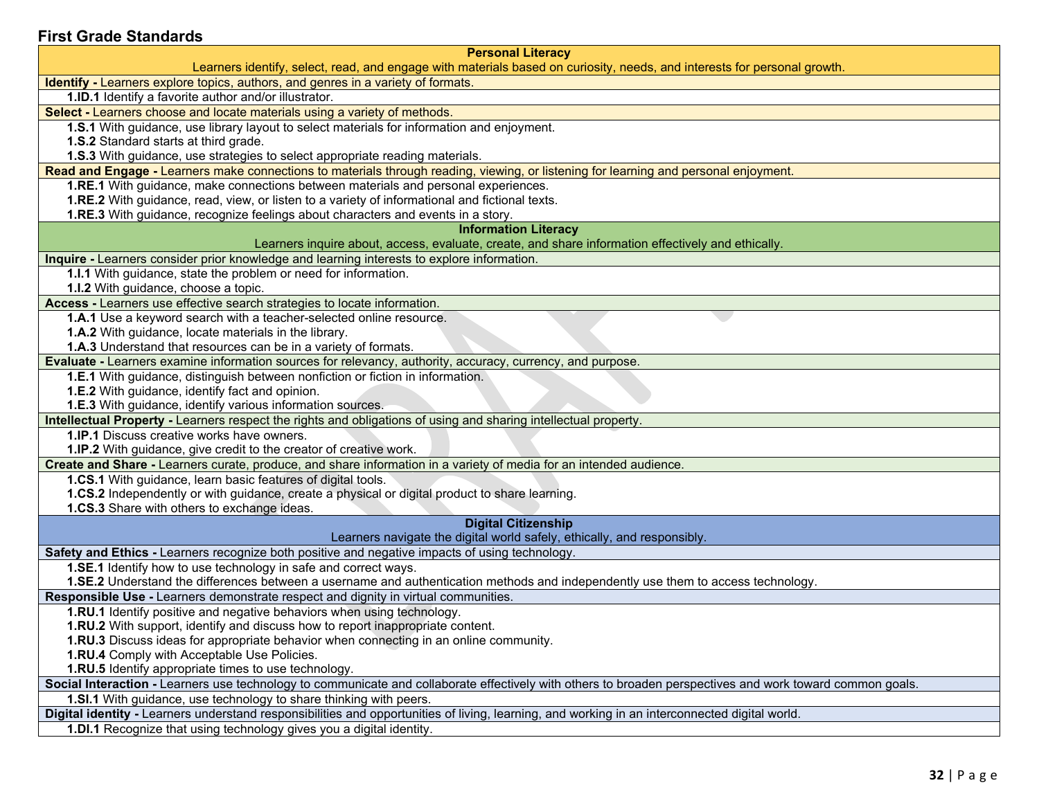## First Grade Standards

### Personal Literacy

Learners identify, select, read, and engage with materials based on curiosity, needs, and interests for personal growth.

**Identify -** Learners explore topics, authors, and genres in a variety of formats.

- **1.ID.1** Identify a favorite author and/or illustrator.

**Select -** Learners choose and locate materials using a variety of methods.

- **1.S.1** With guidance, use library layout to select materials for information and enjoyment.
- **1.S.2** Standard starts at third grade.
- **1.S.3** With guidance, use strategies to select appropriate reading materials.

**Read and Engage -** Learners make connections to materials through reading, viewing, or listening for learning and personal enjoyment.

- **1.RE.1** With guidance, make connections between materials and personal experiences.
- **1.RE.2** With guidance, read, view, or listen to a variety of informational and fictional texts.
- **1.RE.3** With guidance, recognize feelings about characters and events in a story.

### Information Literacy

Learners inquire about, access, evaluate, create, and share information effectively and ethically.

**Inquire -** Learners consider prior knowledge and learning interests to explore information.

- **1.I.1** With guidance, state the problem or need for information.
- **1.I.2** With guidance, choose a topic.

**Access -** Learners use effective search strategies to locate information.

- **1.A.1** Use a keyword search with a teacher-selected online resource.
- **1.A.2** With guidance, locate materials in the library.
- **1.A.3** Understand that resources can be in a variety of formats.

**Evaluate -** Learners examine information sources for relevancy, authority, accuracy, currency, and purpose.

- **1.E.1** With guidance, distinguish between nonfiction or fiction in information.
- **1.E.2** With guidance, identify fact and opinion.
- **1.E.3** With guidance, identify various information sources.

**Intellectual Property -** Learners respect the rights and obligations of using and sharing intellectual property.

- **1.IP.1** Discuss creative works have owners.
- **1.IP.2** With guidance, give credit to the creator of creative work.

**Create and Share -** Learners curate, produce, and share information in a variety of media for an intended audience.

- **1.CS.1** With guidance, learn basic features of digital tools.
- **1.CS.2** Independently or with guidance, create a physical or digital product to share learning.
- **1.CS.3** Share with others to exchange ideas.

### Digital Citizenship

Learners navigate the digital world safely, ethically, and responsibly.

**Safety and Ethics -** Learners recognize both positive and negative impacts of using technology.

- **1.SE.1** Identify how to use technology in safe and correct ways.
- **1.SE.2** Understand the differences between a username and authentication methods and independently use them to access technology.

**Responsible Use -** Learners demonstrate respect and dignity in virtual communities.

- **1.RU.1** Identify positive and negative behaviors when using technology.
- **1.RU.2** With support, identify and discuss how to report inappropriate content.
- **1.RU.3** Discuss ideas for appropriate behavior when connecting in an online community.
- **1.RU.4** Comply with Acceptable Use Policies.
- **1.RU.5** Identify appropriate times to use technology.

**Social Interaction -** Learners use technology to communicate and collaborate effectively with others to broaden perspectives and work toward common goals.

- **1.SI.1** With guidance, use technology to share thinking with peers.

**Digital identity -** Learners understand responsibilities and opportunities of living, learning, and working in an interconnected digital world.

- **1.DI.1** Recognize that using technology gives you a digital identity.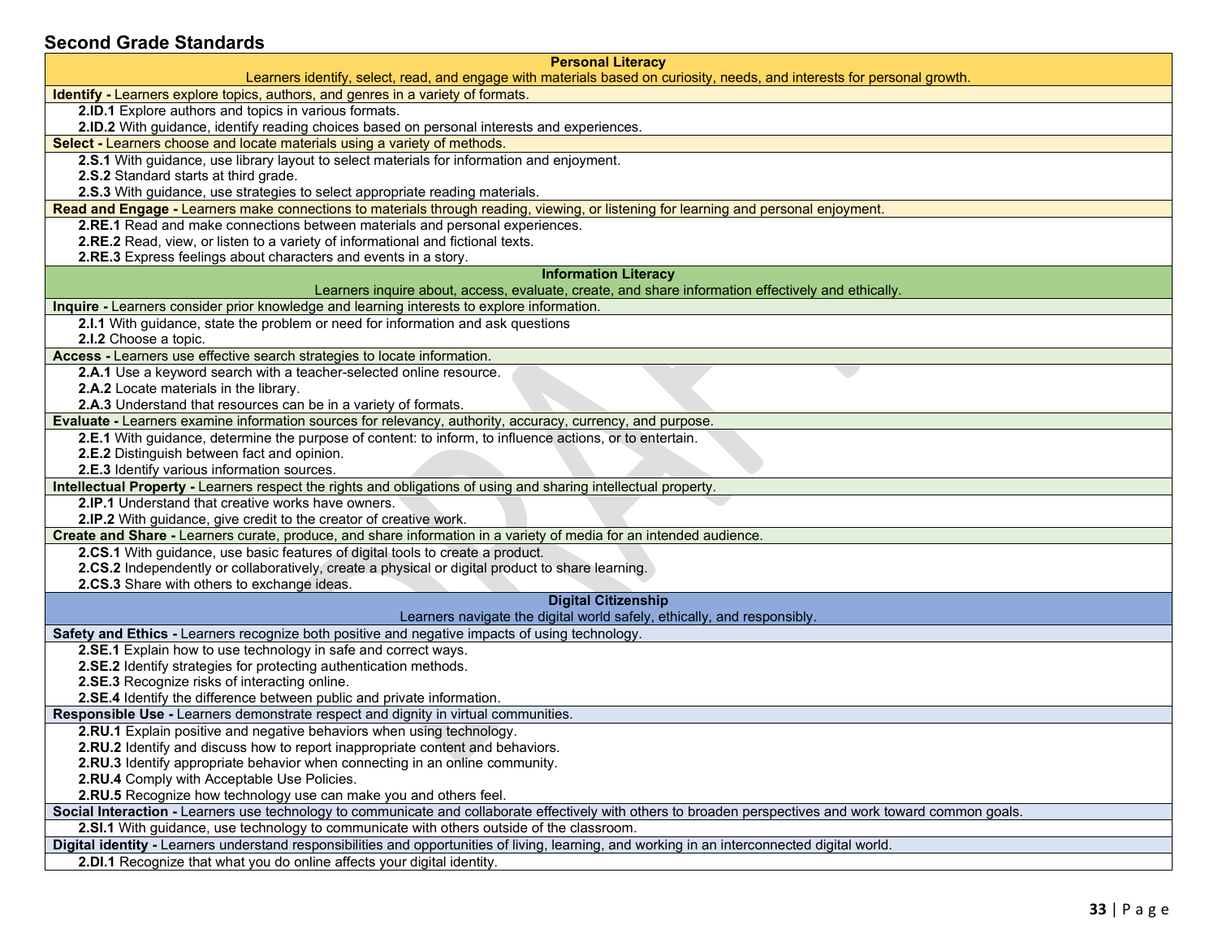## Second Grade Standards

### Personal Literacy

Learners identify, select, read, and engage with materials based on curiosity, needs, and interests for personal growth.

**Identify -** Learners explore topics, authors, and genres in a variety of formats.

- **2.ID.1** Explore authors and topics in various formats.
- **2.ID.2** With guidance, identify reading choices based on personal interests and experiences.

**Select -** Learners choose and locate materials using a variety of methods.

- **2.S.1** With guidance, use library layout to select materials for information and enjoyment.
- **2.S.2** Standard starts at third grade.
- **2.S.3** With guidance, use strategies to select appropriate reading materials.

**Read and Engage -** Learners make connections to materials through reading, viewing, or listening for learning and personal enjoyment.

- **2.RE.1** Read and make connections between materials and personal experiences.
- **2.RE.2** Read, view, or listen to a variety of informational and fictional texts.
- **2.RE.3** Express feelings about characters and events in a story.

### Information Literacy

Learners inquire about, access, evaluate, create, and share information effectively and ethically.

**Inquire -** Learners consider prior knowledge and learning interests to explore information.

- **2.I.1** With guidance, state the problem or need for information and ask questions
- **2.I.2** Choose a topic.

**Access -** Learners use effective search strategies to locate information.

- **2.A.1** Use a keyword search with a teacher-selected online resource.
- **2.A.2** Locate materials in the library.
- **2.A.3** Understand that resources can be in a variety of formats.

**Evaluate -** Learners examine information sources for relevancy, authority, accuracy, currency, and purpose.

- **2.E.1** With guidance, determine the purpose of content: to inform, to influence actions, or to entertain.
- **2.E.2** Distinguish between fact and opinion.
- **2.E.3** Identify various information sources.

**Intellectual Property -** Learners respect the rights and obligations of using and sharing intellectual property.

- **2.IP.1** Understand that creative works have owners.
- **2.IP.2** With guidance, give credit to the creator of creative work.

**Create and Share -** Learners curate, produce, and share information in a variety of media for an intended audience.

- **2.CS.1** With guidance, use basic features of digital tools to create a product.
- **2.CS.2** Independently or collaboratively, create a physical or digital product to share learning.
- **2.CS.3** Share with others to exchange ideas.

### Digital Citizenship

Learners navigate the digital world safely, ethically, and responsibly.

**Safety and Ethics -** Learners recognize both positive and negative impacts of using technology.

- **2.SE.1** Explain how to use technology in safe and correct ways.
- **2.SE.2** Identify strategies for protecting authentication methods.
- **2.SE.3** Recognize risks of interacting online.
- **2.SE.4** Identify the difference between public and private information.

**Responsible Use -** Learners demonstrate respect and dignity in virtual communities.

- **2.RU.1** Explain positive and negative behaviors when using technology.
- **2.RU.2** Identify and discuss how to report inappropriate content and behaviors.
- **2.RU.3** Identify appropriate behavior when connecting in an online community.
- **2.RU.4** Comply with Acceptable Use Policies.
- **2.RU.5** Recognize how technology use can make you and others feel.

**Social Interaction -** Learners use technology to communicate and collaborate effectively with others to broaden perspectives and work toward common goals.

- **2.SI.1** With guidance, use technology to communicate with others outside of the classroom.

**Digital identity -** Learners understand responsibilities and opportunities of living, learning, and working in an interconnected digital world.

- **2.DI.1** Recognize that what you do online affects your digital identity.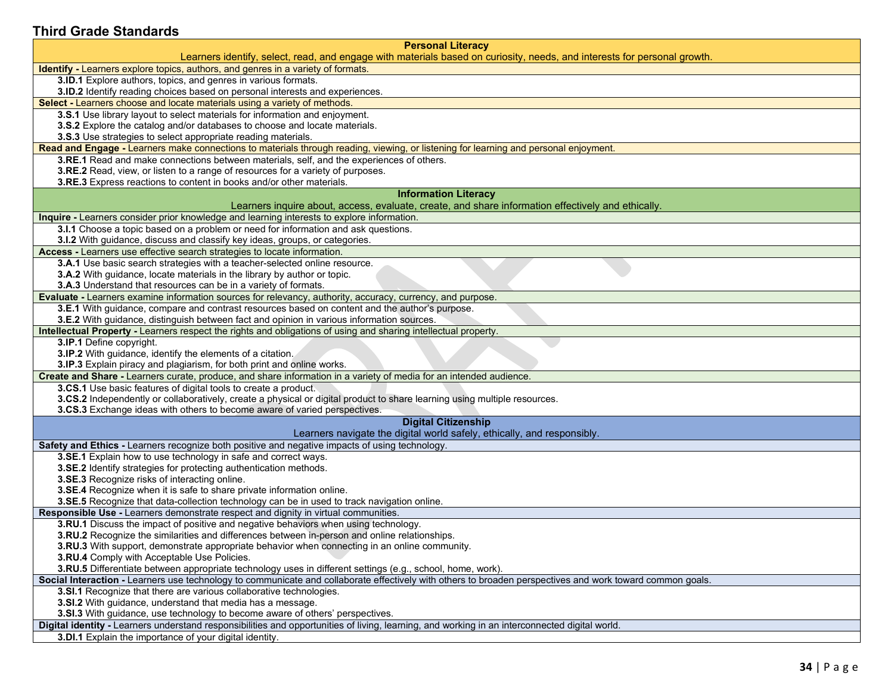## Third Grade Standards

### Personal Literacy

Learners identify, select, read, and engage with materials based on curiosity, needs, and interests for personal growth.

**Identify -** Learners explore topics, authors, and genres in a variety of formats.

- **3.ID.1** Explore authors, topics, and genres in various formats.
- **3.ID.2** Identify reading choices based on personal interests and experiences.

**Select -** Learners choose and locate materials using a variety of methods.

- **3.S.1** Use library layout to select materials for information and enjoyment.
- **3.S.2** Explore the catalog and/or databases to choose and locate materials.
- **3.S.3** Use strategies to select appropriate reading materials.

**Read and Engage -** Learners make connections to materials through reading, viewing, or listening for learning and personal enjoyment.

- **3.RE.1** Read and make connections between materials, self, and the experiences of others.
- **3.RE.2** Read, view, or listen to a range of resources for a variety of purposes.
- **3.RE.3** Express reactions to content in books and/or other materials.

### Information Literacy

Learners inquire about, access, evaluate, create, and share information effectively and ethically.

**Inquire -** Learners consider prior knowledge and learning interests to explore information.

- **3.I.1** Choose a topic based on a problem or need for information and ask questions.
- **3.I.2** With guidance, discuss and classify key ideas, groups, or categories.

**Access -** Learners use effective search strategies to locate information.

- **3.A.1** Use basic search strategies with a teacher-selected online resource.
- **3.A.2** With guidance, locate materials in the library by author or topic.
- **3.A.3** Understand that resources can be in a variety of formats.

**Evaluate -** Learners examine information sources for relevancy, authority, accuracy, currency, and purpose.

- **3.E.1** With guidance, compare and contrast resources based on content and the author's purpose.
- **3.E.2** With guidance, distinguish between fact and opinion in various information sources.

**Intellectual Property -** Learners respect the rights and obligations of using and sharing intellectual property.

- **3.IP.1** Define copyright.
- **3.IP.2** With guidance, identify the elements of a citation.
- **3.IP.3** Explain piracy and plagiarism, for both print and online works.

**Create and Share -** Learners curate, produce, and share information in a variety of media for an intended audience.

- **3.CS.1** Use basic features of digital tools to create a product.
- **3.CS.2** Independently or collaboratively, create a physical or digital product to share learning using multiple resources.
- **3.CS.3** Exchange ideas with others to become aware of varied perspectives.

### Digital Citizenship

Learners navigate the digital world safely, ethically, and responsibly.

**Safety and Ethics -** Learners recognize both positive and negative impacts of using technology.

- **3.SE.1** Explain how to use technology in safe and correct ways.
- **3.SE.2** Identify strategies for protecting authentication methods.
- **3.SE.3** Recognize risks of interacting online.
- **3.SE.4** Recognize when it is safe to share private information online.
- **3.SE.5** Recognize that data-collection technology can be in used to track navigation online.

**Responsible Use -** Learners demonstrate respect and dignity in virtual communities.

- **3.RU.1** Discuss the impact of positive and negative behaviors when using technology.
- **3.RU.2** Recognize the similarities and differences between in-person and online relationships.
- **3.RU.3** With support, demonstrate appropriate behavior when connecting in an online community.
- **3.RU.4** Comply with Acceptable Use Policies.
- **3.RU.5** Differentiate between appropriate technology uses in different settings (e.g., school, home, work).

**Social Interaction -** Learners use technology to communicate and collaborate effectively with others to broaden perspectives and work toward common goals.

- **3.SI.1** Recognize that there are various collaborative technologies.
- **3.SI.2** With guidance, understand that media has a message.
- **3.SI.3** With guidance, use technology to become aware of others' perspectives.

**Digital identity -** Learners understand responsibilities and opportunities of living, learning, and working in an interconnected digital world.

- **3.DI.1** Explain the importance of your digital identity.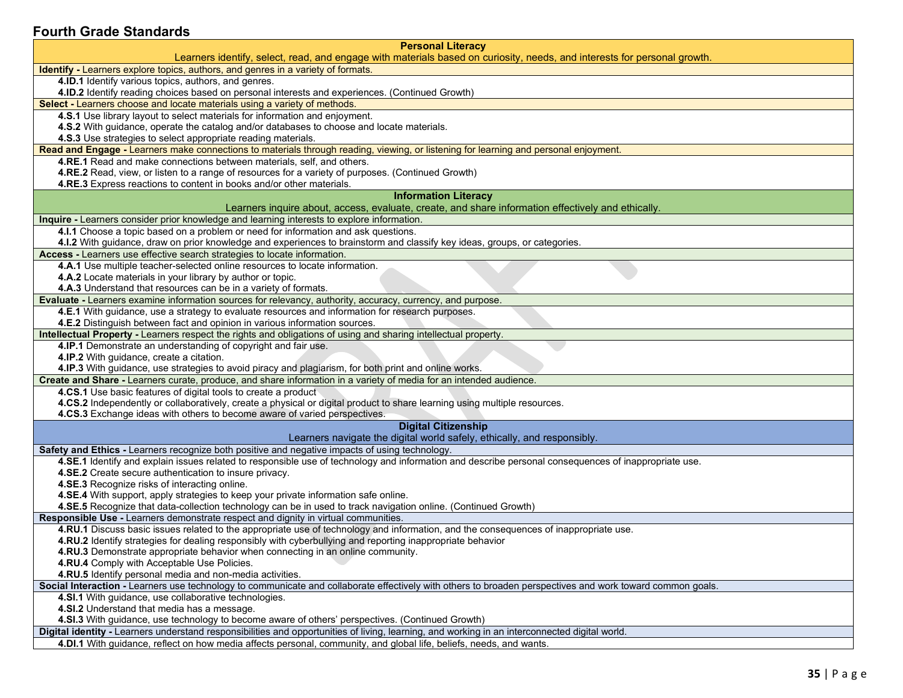## Fourth Grade Standards

| **Personal Literacy**<br>Learners identify, select, read, and engage with materials based on curiosity, needs, and interests for personal growth. |
|---|
| **Identify -** Learners explore topics, authors, and genres in a variety of formats. |
| **4.ID.1** Identify various topics, authors, and genres.<br>**4.ID.2** Identify reading choices based on personal interests and experiences. (Continued Growth) |
| **Select -** Learners choose and locate materials using a variety of methods. |
| **4.S.1** Use library layout to select materials for information and enjoyment.<br>**4.S.2** With guidance, operate the catalog and/or databases to choose and locate materials.<br>**4.S.3** Use strategies to select appropriate reading materials. |
| **Read and Engage -** Learners make connections to materials through reading, viewing, or listening for learning and personal enjoyment. |
| **4.RE.1** Read and make connections between materials, self, and others.<br>**4.RE.2** Read, view, or listen to a range of resources for a variety of purposes. (Continued Growth)<br>**4.RE.3** Express reactions to content in books and/or other materials. |
| **Information Literacy**<br>Learners inquire about, access, evaluate, create, and share information effectively and ethically. |
| **Inquire -** Learners consider prior knowledge and learning interests to explore information. |
| **4.I.1** Choose a topic based on a problem or need for information and ask questions.<br>**4.I.2** With guidance, draw on prior knowledge and experiences to brainstorm and classify key ideas, groups, or categories. |
| **Access -** Learners use effective search strategies to locate information. |
| **4.A.1** Use multiple teacher-selected online resources to locate information.<br>**4.A.2** Locate materials in your library by author or topic.<br>**4.A.3** Understand that resources can be in a variety of formats. |
| **Evaluate -** Learners examine information sources for relevancy, authority, accuracy, currency, and purpose. |
| **4.E.1** With guidance, use a strategy to evaluate resources and information for research purposes.<br>**4.E.2** Distinguish between fact and opinion in various information sources. |
| **Intellectual Property -** Learners respect the rights and obligations of using and sharing intellectual property. |
| **4.IP.1** Demonstrate an understanding of copyright and fair use.<br>**4.IP.2** With guidance, create a citation.<br>**4.IP.3** With guidance, use strategies to avoid piracy and plagiarism, for both print and online works. |
| **Create and Share -** Learners curate, produce, and share information in a variety of media for an intended audience. |
| **4.CS.1** Use basic features of digital tools to create a product<br>**4.CS.2** Independently or collaboratively, create a physical or digital product to share learning using multiple resources.<br>**4.CS.3** Exchange ideas with others to become aware of varied perspectives. |
| **Digital Citizenship**<br>Learners navigate the digital world safely, ethically, and responsibly. |
| **Safety and Ethics -** Learners recognize both positive and negative impacts of using technology. |
| **4.SE.1** Identify and explain issues related to responsible use of technology and information and describe personal consequences of inappropriate use.<br>**4.SE.2** Create secure authentication to insure privacy.<br>**4.SE.3** Recognize risks of interacting online.<br>**4.SE.4** With support, apply strategies to keep your private information safe online.<br>**4.SE.5** Recognize that data-collection technology can be in used to track navigation online. (Continued Growth) |
| **Responsible Use -** Learners demonstrate respect and dignity in virtual communities. |
| **4.RU.1** Discuss basic issues related to the appropriate use of technology and information, and the consequences of inappropriate use.<br>**4.RU.2** Identify strategies for dealing responsibly with cyberbullying and reporting inappropriate behavior<br>**4.RU.3** Demonstrate appropriate behavior when connecting in an online community.<br>**4.RU.4** Comply with Acceptable Use Policies.<br>**4.RU.5** Identify personal media and non-media activities. |
| **Social Interaction -** Learners use technology to communicate and collaborate effectively with others to broaden perspectives and work toward common goals. |
| **4.SI.1** With guidance, use collaborative technologies.<br>**4.SI.2** Understand that media has a message.<br>**4.SI.3** With guidance, use technology to become aware of others' perspectives. (Continued Growth) |
| **Digital identity -** Learners understand responsibilities and opportunities of living, learning, and working in an interconnected digital world. |
| **4.DI.1** With guidance, reflect on how media affects personal, community, and global life, beliefs, needs, and wants. |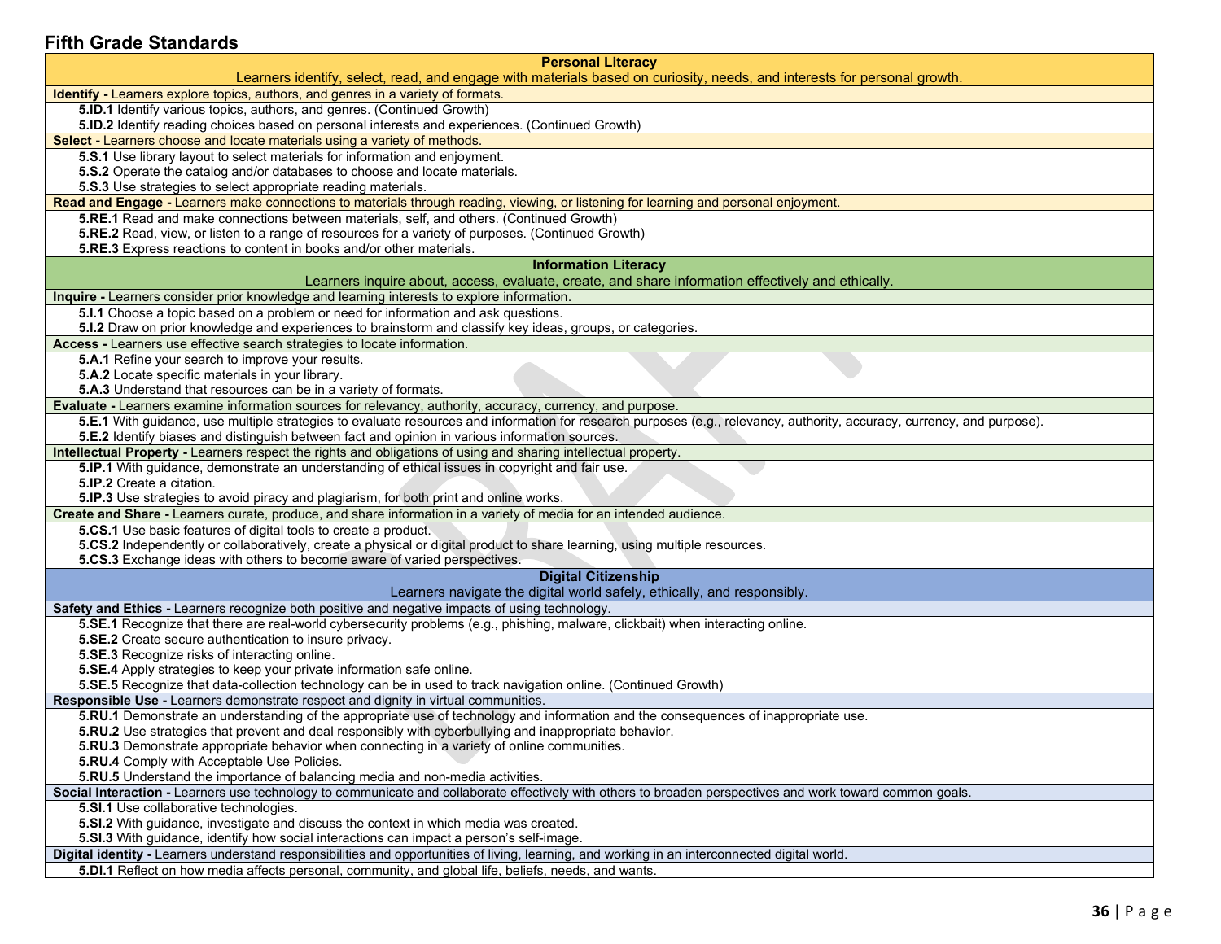## Fifth Grade Standards

### Personal Literacy

Learners identify, select, read, and engage with materials based on curiosity, needs, and interests for personal growth.

**Identify -** Learners explore topics, authors, and genres in a variety of formats.

- **5.ID.1** Identify various topics, authors, and genres. (Continued Growth)
- **5.ID.2** Identify reading choices based on personal interests and experiences. (Continued Growth)

**Select -** Learners choose and locate materials using a variety of methods.

- **5.S.1** Use library layout to select materials for information and enjoyment.
- **5.S.2** Operate the catalog and/or databases to choose and locate materials.
- **5.S.3** Use strategies to select appropriate reading materials.

**Read and Engage -** Learners make connections to materials through reading, viewing, or listening for learning and personal enjoyment.

- **5.RE.1** Read and make connections between materials, self, and others. (Continued Growth)
- **5.RE.2** Read, view, or listen to a range of resources for a variety of purposes. (Continued Growth)
- **5.RE.3** Express reactions to content in books and/or other materials.

### Information Literacy

Learners inquire about, access, evaluate, create, and share information effectively and ethically.

**Inquire -** Learners consider prior knowledge and learning interests to explore information.

- **5.I.1** Choose a topic based on a problem or need for information and ask questions.
- **5.I.2** Draw on prior knowledge and experiences to brainstorm and classify key ideas, groups, or categories.

**Access -** Learners use effective search strategies to locate information.

- **5.A.1** Refine your search to improve your results.
- **5.A.2** Locate specific materials in your library.
- **5.A.3** Understand that resources can be in a variety of formats.

**Evaluate -** Learners examine information sources for relevancy, authority, accuracy, currency, and purpose.

- **5.E.1** With guidance, use multiple strategies to evaluate resources and information for research purposes (e.g., relevancy, authority, accuracy, currency, and purpose).
- **5.E.2** Identify biases and distinguish between fact and opinion in various information sources.

**Intellectual Property -** Learners respect the rights and obligations of using and sharing intellectual property.

- **5.IP.1** With guidance, demonstrate an understanding of ethical issues in copyright and fair use.
- **5.IP.2** Create a citation.
- **5.IP.3** Use strategies to avoid piracy and plagiarism, for both print and online works.

**Create and Share -** Learners curate, produce, and share information in a variety of media for an intended audience.

- **5.CS.1** Use basic features of digital tools to create a product.
- **5.CS.2** Independently or collaboratively, create a physical or digital product to share learning, using multiple resources.
- **5.CS.3** Exchange ideas with others to become aware of varied perspectives.

### Digital Citizenship

Learners navigate the digital world safely, ethically, and responsibly.

**Safety and Ethics -** Learners recognize both positive and negative impacts of using technology.

- **5.SE.1** Recognize that there are real-world cybersecurity problems (e.g., phishing, malware, clickbait) when interacting online.
- **5.SE.2** Create secure authentication to insure privacy.
- **5.SE.3** Recognize risks of interacting online.
- **5.SE.4** Apply strategies to keep your private information safe online.
- **5.SE.5** Recognize that data-collection technology can be in used to track navigation online. (Continued Growth)

**Responsible Use -** Learners demonstrate respect and dignity in virtual communities.

- **5.RU.1** Demonstrate an understanding of the appropriate use of technology and information and the consequences of inappropriate use.
- **5.RU.2** Use strategies that prevent and deal responsibly with cyberbullying and inappropriate behavior.
- **5.RU.3** Demonstrate appropriate behavior when connecting in a variety of online communities.
- **5.RU.4** Comply with Acceptable Use Policies.
- **5.RU.5** Understand the importance of balancing media and non-media activities.

**Social Interaction -** Learners use technology to communicate and collaborate effectively with others to broaden perspectives and work toward common goals.

- **5.SI.1** Use collaborative technologies.
- **5.SI.2** With guidance, investigate and discuss the context in which media was created.
- **5.SI.3** With guidance, identify how social interactions can impact a person's self-image.

**Digital identity -** Learners understand responsibilities and opportunities of living, learning, and working in an interconnected digital world.

- **5.DI.1** Reflect on how media affects personal, community, and global life, beliefs, needs, and wants.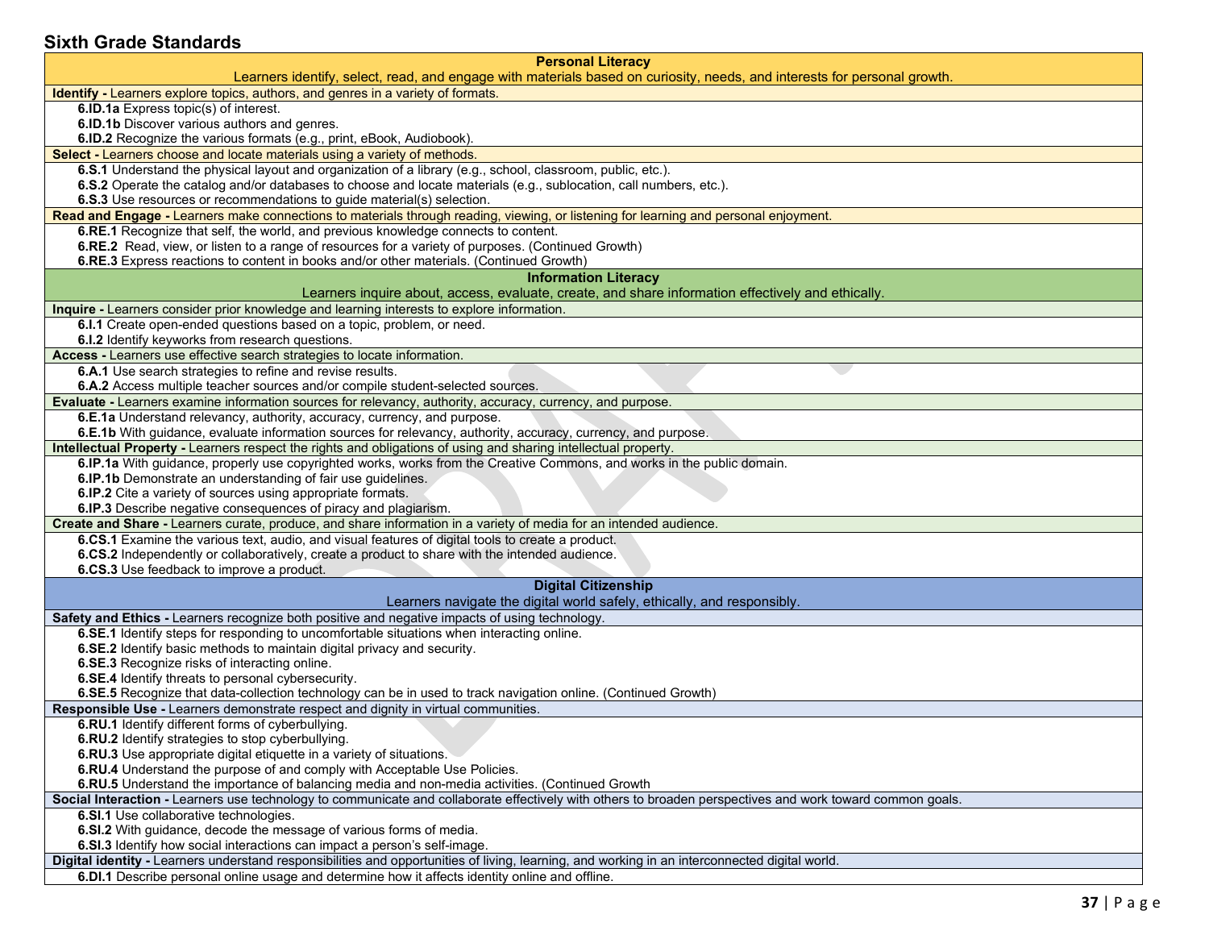## Sixth Grade Standards

### Personal Literacy

Learners identify, select, read, and engage with materials based on curiosity, needs, and interests for personal growth.

**Identify -** Learners explore topics, authors, and genres in a variety of formats.

- **6.ID.1a** Express topic(s) of interest.
- **6.ID.1b** Discover various authors and genres.
- **6.ID.2** Recognize the various formats (e.g., print, eBook, Audiobook).

**Select -** Learners choose and locate materials using a variety of methods.

- **6.S.1** Understand the physical layout and organization of a library (e.g., school, classroom, public, etc.).
- **6.S.2** Operate the catalog and/or databases to choose and locate materials (e.g., sublocation, call numbers, etc.).
- **6.S.3** Use resources or recommendations to guide material(s) selection.

**Read and Engage -** Learners make connections to materials through reading, viewing, or listening for learning and personal enjoyment.

- **6.RE.1** Recognize that self, the world, and previous knowledge connects to content.
- **6.RE.2** Read, view, or listen to a range of resources for a variety of purposes. (Continued Growth)
- **6.RE.3** Express reactions to content in books and/or other materials. (Continued Growth)

### Information Literacy

Learners inquire about, access, evaluate, create, and share information effectively and ethically.

**Inquire -** Learners consider prior knowledge and learning interests to explore information.

- **6.I.1** Create open-ended questions based on a topic, problem, or need.
- **6.I.2** Identify keywords from research questions.

**Access -** Learners use effective search strategies to locate information.

- **6.A.1** Use search strategies to refine and revise results.
- **6.A.2** Access multiple teacher sources and/or compile student-selected sources.

**Evaluate -** Learners examine information sources for relevancy, authority, accuracy, currency, and purpose.

- **6.E.1a** Understand relevancy, authority, accuracy, currency, and purpose.
- **6.E.1b** With guidance, evaluate information sources for relevancy, authority, accuracy, currency, and purpose.

**Intellectual Property -** Learners respect the rights and obligations of using and sharing intellectual property.

- **6.IP.1a** With guidance, properly use copyrighted works, works from the Creative Commons, and works in the public domain.
- **6.IP.1b** Demonstrate an understanding of fair use guidelines.
- **6.IP.2** Cite a variety of sources using appropriate formats.
- **6.IP.3** Describe negative consequences of piracy and plagiarism.

**Create and Share -** Learners curate, produce, and share information in a variety of media for an intended audience.

- **6.CS.1** Examine the various text, audio, and visual features of digital tools to create a product.
- **6.CS.2** Independently or collaboratively, create a product to share with the intended audience.
- **6.CS.3** Use feedback to improve a product.

### Digital Citizenship

Learners navigate the digital world safely, ethically, and responsibly.

**Safety and Ethics -** Learners recognize both positive and negative impacts of using technology.

- **6.SE.1** Identify steps for responding to uncomfortable situations when interacting online.
- **6.SE.2** Identify basic methods to maintain digital privacy and security.
- **6.SE.3** Recognize risks of interacting online.
- **6.SE.4** Identify threats to personal cybersecurity.
- **6.SE.5** Recognize that data-collection technology can be in used to track navigation online. (Continued Growth)

**Responsible Use -** Learners demonstrate respect and dignity in virtual communities.

- **6.RU.1** Identify different forms of cyberbullying.
- **6.RU.2** Identify strategies to stop cyberbullying.
- **6.RU.3** Use appropriate digital etiquette in a variety of situations.
- **6.RU.4** Understand the purpose of and comply with Acceptable Use Policies.
- **6.RU.5** Understand the importance of balancing media and non-media activities. (Continued Growth

**Social Interaction -** Learners use technology to communicate and collaborate effectively with others to broaden perspectives and work toward common goals.

- **6.SI.1** Use collaborative technologies.
- **6.SI.2** With guidance, decode the message of various forms of media.
- **6.SI.3** Identify how social interactions can impact a person's self-image.

**Digital identity -** Learners understand responsibilities and opportunities of living, learning, and working in an interconnected digital world.

- **6.DI.1** Describe personal online usage and determine how it affects identity online and offline.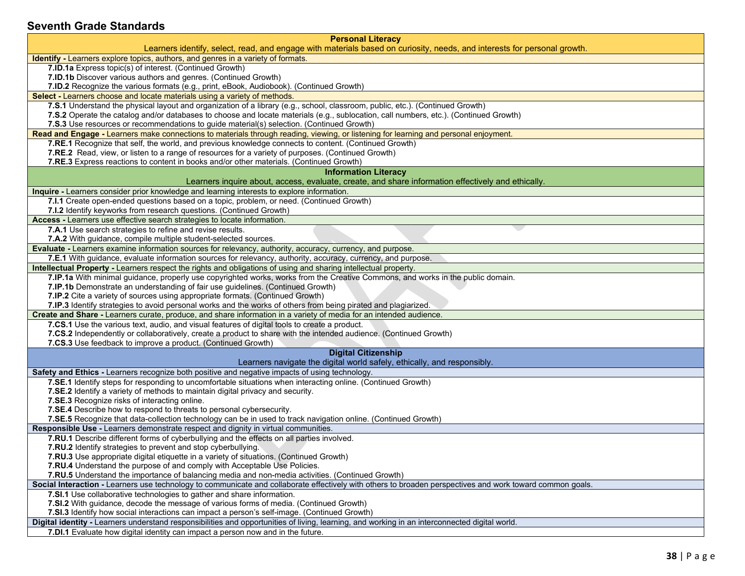## Seventh Grade Standards

### Personal Literacy

Learners identify, select, read, and engage with materials based on curiosity, needs, and interests for personal growth.

**Identify -** Learners explore topics, authors, and genres in a variety of formats.

- **7.ID.1a** Express topic(s) of interest. (Continued Growth)
- **7.ID.1b** Discover various authors and genres. (Continued Growth)
- **7.ID.2** Recognize the various formats (e.g., print, eBook, Audiobook). (Continued Growth)

**Select -** Learners choose and locate materials using a variety of methods.

- **7.S.1** Understand the physical layout and organization of a library (e.g., school, classroom, public, etc.). (Continued Growth)
- **7.S.2** Operate the catalog and/or databases to choose and locate materials (e.g., sublocation, call numbers, etc.). (Continued Growth)
- **7.S.3** Use resources or recommendations to guide material(s) selection. (Continued Growth)

**Read and Engage -** Learners make connections to materials through reading, viewing, or listening for learning and personal enjoyment.

- **7.RE.1** Recognize that self, the world, and previous knowledge connects to content. (Continued Growth)
- **7.RE.2** Read, view, or listen to a range of resources for a variety of purposes. (Continued Growth)
- **7.RE.3** Express reactions to content in books and/or other materials. (Continued Growth)

### Information Literacy

Learners inquire about, access, evaluate, create, and share information effectively and ethically.

**Inquire -** Learners consider prior knowledge and learning interests to explore information.

- **7.I.1** Create open-ended questions based on a topic, problem, or need. (Continued Growth)
- **7.I.2** Identify keyworks from research questions. (Continued Growth)

**Access -** Learners use effective search strategies to locate information.

- **7.A.1** Use search strategies to refine and revise results.
- **7.A.2** With guidance, compile multiple student-selected sources.

**Evaluate -** Learners examine information sources for relevancy, authority, accuracy, currency, and purpose.

- **7.E.1** With guidance, evaluate information sources for relevancy, authority, accuracy, currency, and purpose.

**Intellectual Property -** Learners respect the rights and obligations of using and sharing intellectual property.

- **7.IP.1a** With minimal guidance, properly use copyrighted works, works from the Creative Commons, and works in the public domain.
- **7.IP.1b** Demonstrate an understanding of fair use guidelines. (Continued Growth)
- **7.IP.2** Cite a variety of sources using appropriate formats. (Continued Growth)
- **7.IP.3** Identify strategies to avoid personal works and the works of others from being pirated and plagiarized.

**Create and Share -** Learners curate, produce, and share information in a variety of media for an intended audience.

- **7.CS.1** Use the various text, audio, and visual features of digital tools to create a product.
- **7.CS.2** Independently or collaboratively, create a product to share with the intended audience. (Continued Growth)
- **7.CS.3** Use feedback to improve a product. (Continued Growth)

### Digital Citizenship

Learners navigate the digital world safely, ethically, and responsibly.

**Safety and Ethics -** Learners recognize both positive and negative impacts of using technology.

- **7.SE.1** Identify steps for responding to uncomfortable situations when interacting online. (Continued Growth)
- **7.SE.2** Identify a variety of methods to maintain digital privacy and security.
- **7.SE.3** Recognize risks of interacting online.
- **7.SE.4** Describe how to respond to threats to personal cybersecurity.
- **7.SE.5** Recognize that data-collection technology can be in used to track navigation online. (Continued Growth)

**Responsible Use -** Learners demonstrate respect and dignity in virtual communities.

- **7.RU.1** Describe different forms of cyberbullying and the effects on all parties involved.
- **7.RU.2** Identify strategies to prevent and stop cyberbullying.
- **7.RU.3** Use appropriate digital etiquette in a variety of situations. (Continued Growth)
- **7.RU.4** Understand the purpose of and comply with Acceptable Use Policies.
- **7.RU.5** Understand the importance of balancing media and non-media activities. (Continued Growth)

**Social Interaction -** Learners use technology to communicate and collaborate effectively with others to broaden perspectives and work toward common goals.

- **7.SI.1** Use collaborative technologies to gather and share information.
- **7.SI.2** With guidance, decode the message of various forms of media. (Continued Growth)
- **7.SI.3** Identify how social interactions can impact a person's self-image. (Continued Growth)

**Digital identity -** Learners understand responsibilities and opportunities of living, learning, and working in an interconnected digital world.

- **7.DI.1** Evaluate how digital identity can impact a person now and in the future.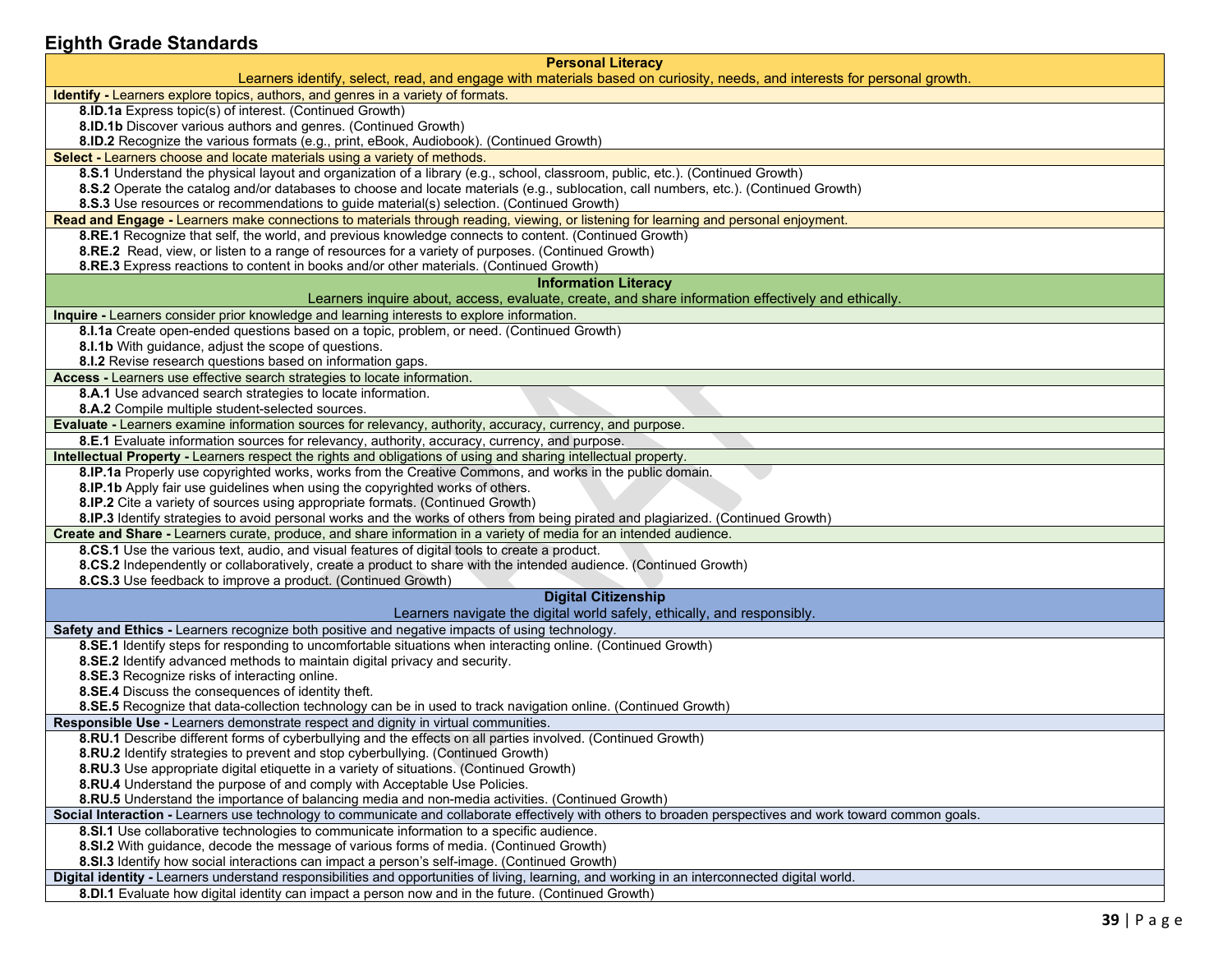## Eighth Grade Standards

### Personal Literacy

Learners identify, select, read, and engage with materials based on curiosity, needs, and interests for personal growth.

**Identify -** Learners explore topics, authors, and genres in a variety of formats.

- **8.ID.1a** Express topic(s) of interest. (Continued Growth)
- **8.ID.1b** Discover various authors and genres. (Continued Growth)
- **8.ID.2** Recognize the various formats (e.g., print, eBook, Audiobook). (Continued Growth)

**Select -** Learners choose and locate materials using a variety of methods.

- **8.S.1** Understand the physical layout and organization of a library (e.g., school, classroom, public, etc.). (Continued Growth)
- **8.S.2** Operate the catalog and/or databases to choose and locate materials (e.g., sublocation, call numbers, etc.). (Continued Growth)
- **8.S.3** Use resources or recommendations to guide material(s) selection. (Continued Growth)

**Read and Engage -** Learners make connections to materials through reading, viewing, or listening for learning and personal enjoyment.

- **8.RE.1** Recognize that self, the world, and previous knowledge connects to content. (Continued Growth)
- **8.RE.2** Read, view, or listen to a range of resources for a variety of purposes. (Continued Growth)
- **8.RE.3** Express reactions to content in books and/or other materials. (Continued Growth)

### Information Literacy

Learners inquire about, access, evaluate, create, and share information effectively and ethically.

**Inquire -** Learners consider prior knowledge and learning interests to explore information.

- **8.I.1a** Create open-ended questions based on a topic, problem, or need. (Continued Growth)
- **8.I.1b** With guidance, adjust the scope of questions.
- **8.I.2** Revise research questions based on information gaps.

**Access -** Learners use effective search strategies to locate information.

- **8.A.1** Use advanced search strategies to locate information.
- **8.A.2** Compile multiple student-selected sources.

**Evaluate -** Learners examine information sources for relevancy, authority, accuracy, currency, and purpose.

- **8.E.1** Evaluate information sources for relevancy, authority, accuracy, currency, and purpose.

**Intellectual Property -** Learners respect the rights and obligations of using and sharing intellectual property.

- **8.IP.1a** Properly use copyrighted works, works from the Creative Commons, and works in the public domain.
- **8.IP.1b** Apply fair use guidelines when using the copyrighted works of others.
- **8.IP.2** Cite a variety of sources using appropriate formats. (Continued Growth)
- **8.IP.3** Identify strategies to avoid personal works and the works of others from being pirated and plagiarized. (Continued Growth)

**Create and Share -** Learners curate, produce, and share information in a variety of media for an intended audience.

- **8.CS.1** Use the various text, audio, and visual features of digital tools to create a product.
- **8.CS.2** Independently or collaboratively, create a product to share with the intended audience. (Continued Growth)
- **8.CS.3** Use feedback to improve a product. (Continued Growth)

### Digital Citizenship

Learners navigate the digital world safely, ethically, and responsibly.

**Safety and Ethics -** Learners recognize both positive and negative impacts of using technology.

- **8.SE.1** Identify steps for responding to uncomfortable situations when interacting online. (Continued Growth)
- **8.SE.2** Identify advanced methods to maintain digital privacy and security.
- **8.SE.3** Recognize risks of interacting online.
- **8.SE.4** Discuss the consequences of identity theft.
- **8.SE.5** Recognize that data-collection technology can be in used to track navigation online. (Continued Growth)

**Responsible Use -** Learners demonstrate respect and dignity in virtual communities.

- **8.RU.1** Describe different forms of cyberbullying and the effects on all parties involved. (Continued Growth)
- **8.RU.2** Identify strategies to prevent and stop cyberbullying. (Continued Growth)
- **8.RU.3** Use appropriate digital etiquette in a variety of situations. (Continued Growth)
- **8.RU.4** Understand the purpose of and comply with Acceptable Use Policies.
- **8.RU.5** Understand the importance of balancing media and non-media activities. (Continued Growth)

**Social Interaction -** Learners use technology to communicate and collaborate effectively with others to broaden perspectives and work toward common goals.

- **8.SI.1** Use collaborative technologies to communicate information to a specific audience.
- **8.SI.2** With guidance, decode the message of various forms of media. (Continued Growth)
- **8.SI.3** Identify how social interactions can impact a person's self-image. (Continued Growth)

**Digital identity -** Learners understand responsibilities and opportunities of living, learning, and working in an interconnected digital world.

- **8.DI.1** Evaluate how digital identity can impact a person now and in the future. (Continued Growth)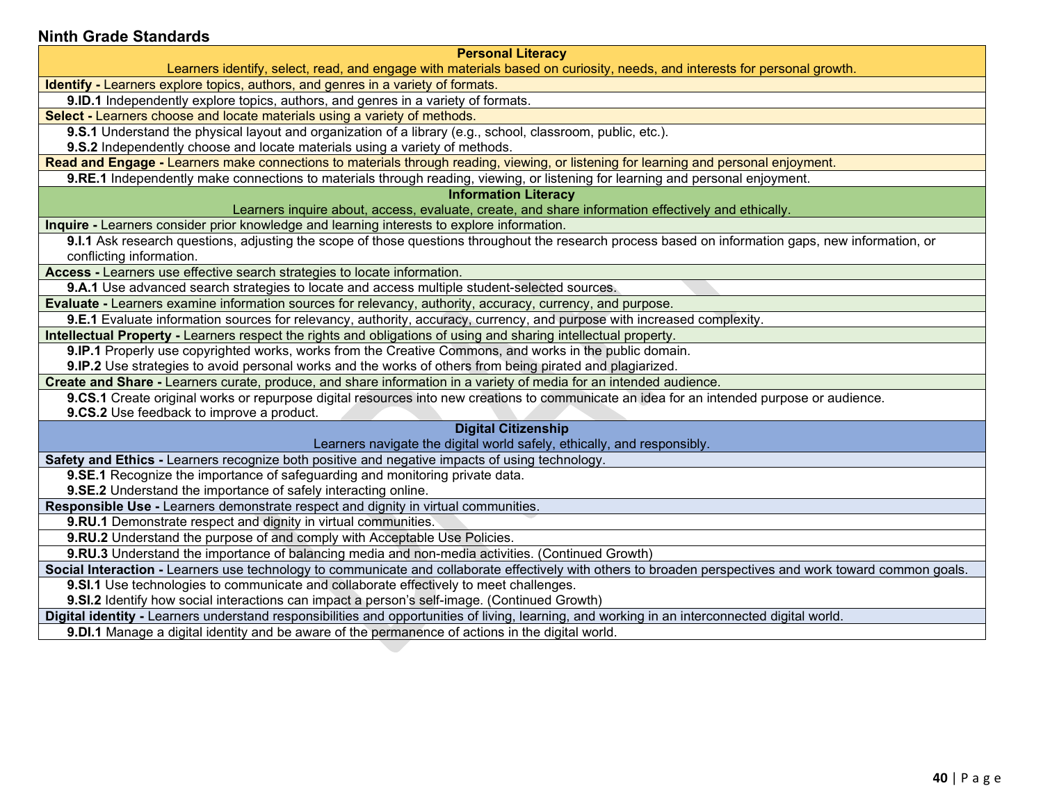## Ninth Grade Standards

| **Personal Literacy**<br>Learners identify, select, read, and engage with materials based on curiosity, needs, and interests for personal growth. |
|---|
| **Identify -** Learners explore topics, authors, and genres in a variety of formats. |
| **9.ID.1** Independently explore topics, authors, and genres in a variety of formats. |
| **Select -** Learners choose and locate materials using a variety of methods. |
| **9.S.1** Understand the physical layout and organization of a library (e.g., school, classroom, public, etc.).<br>**9.S.2** Independently choose and locate materials using a variety of methods. |
| **Read and Engage -** Learners make connections to materials through reading, viewing, or listening for learning and personal enjoyment. |
| **9.RE.1** Independently make connections to materials through reading, viewing, or listening for learning and personal enjoyment. |
| **Information Literacy**<br>Learners inquire about, access, evaluate, create, and share information effectively and ethically. |
| **Inquire -** Learners consider prior knowledge and learning interests to explore information. |
| **9.I.1** Ask research questions, adjusting the scope of those questions throughout the research process based on information gaps, new information, or conflicting information. |
| **Access -** Learners use effective search strategies to locate information. |
| **9.A.1** Use advanced search strategies to locate and access multiple student-selected sources. |
| **Evaluate -** Learners examine information sources for relevancy, authority, accuracy, currency, and purpose. |
| **9.E.1** Evaluate information sources for relevancy, authority, accuracy, currency, and purpose with increased complexity. |
| **Intellectual Property -** Learners respect the rights and obligations of using and sharing intellectual property. |
| **9.IP.1** Properly use copyrighted works, works from the Creative Commons, and works in the public domain.<br>**9.IP.2** Use strategies to avoid personal works and the works of others from being pirated and plagiarized. |
| **Create and Share -** Learners curate, produce, and share information in a variety of media for an intended audience. |
| **9.CS.1** Create original works or repurpose digital resources into new creations to communicate an idea for an intended purpose or audience.<br>**9.CS.2** Use feedback to improve a product. |
| **Digital Citizenship**<br>Learners navigate the digital world safely, ethically, and responsibly. |
| **Safety and Ethics -** Learners recognize both positive and negative impacts of using technology. |
| **9.SE.1** Recognize the importance of safeguarding and monitoring private data.<br>**9.SE.2** Understand the importance of safely interacting online. |
| **Responsible Use -** Learners demonstrate respect and dignity in virtual communities. |
| **9.RU.1** Demonstrate respect and dignity in virtual communities. |
| **9.RU.2** Understand the purpose of and comply with Acceptable Use Policies. |
| **9.RU.3** Understand the importance of balancing media and non-media activities. (Continued Growth) |
| **Social Interaction -** Learners use technology to communicate and collaborate effectively with others to broaden perspectives and work toward common goals. |
| **9.SI.1** Use technologies to communicate and collaborate effectively to meet challenges.<br>**9.SI.2** Identify how social interactions can impact a person's self-image. (Continued Growth) |
| **Digital identity -** Learners understand responsibilities and opportunities of living, learning, and working in an interconnected digital world. |
| **9.DI.1** Manage a digital identity and be aware of the permanence of actions in the digital world. |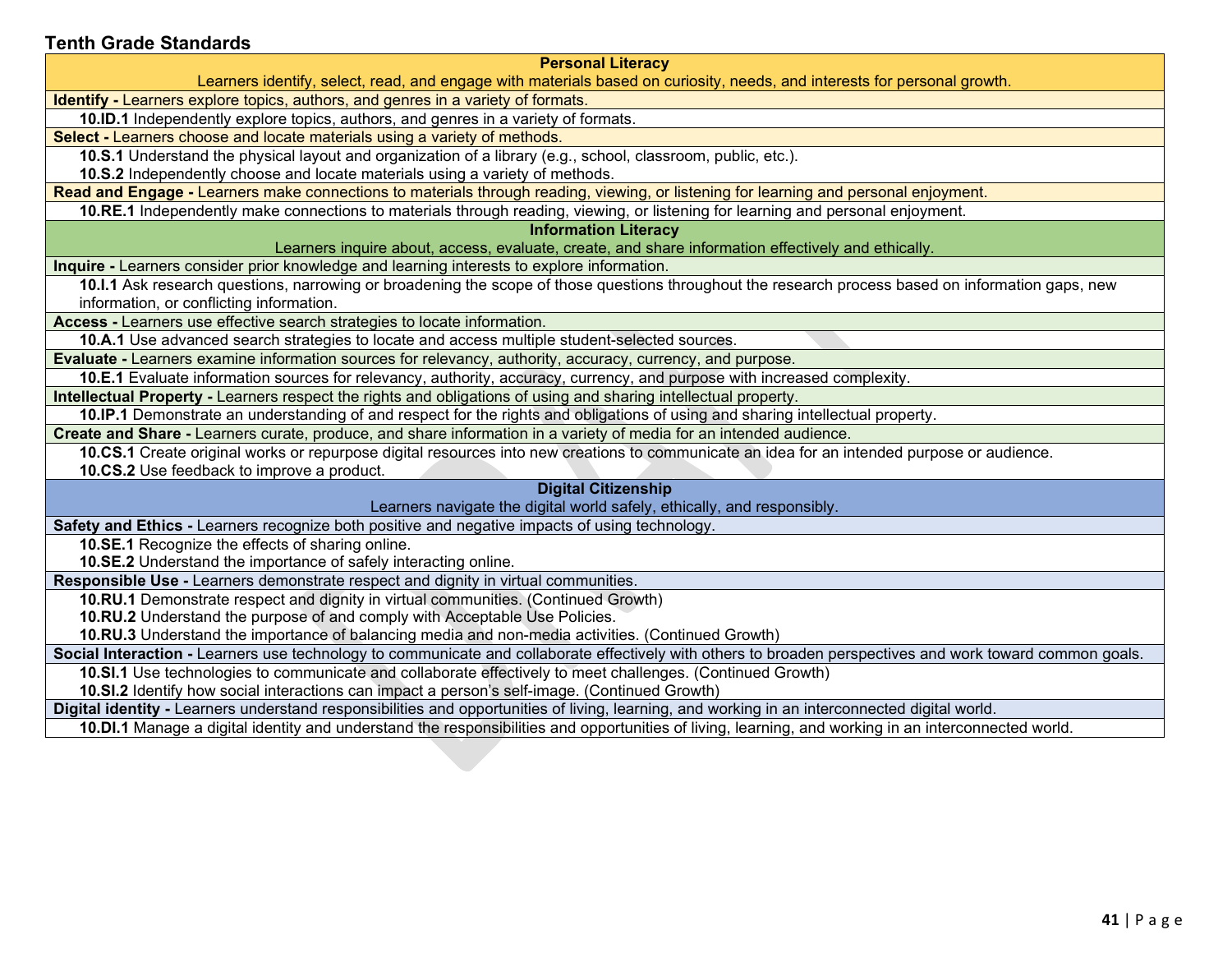## Tenth Grade Standards

| Personal Literacy<br>Learners identify, select, read, and engage with materials based on curiosity, needs, and interests for personal growth. |
|---|
| **Identify -** Learners explore topics, authors, and genres in a variety of formats. |
| **10.ID.1** Independently explore topics, authors, and genres in a variety of formats. |
| **Select -** Learners choose and locate materials using a variety of methods. |
| **10.S.1** Understand the physical layout and organization of a library (e.g., school, classroom, public, etc.).<br>**10.S.2** Independently choose and locate materials using a variety of methods. |
| **Read and Engage -** Learners make connections to materials through reading, viewing, or listening for learning and personal enjoyment. |
| **10.RE.1** Independently make connections to materials through reading, viewing, or listening for learning and personal enjoyment. |
| **Information Literacy**<br>Learners inquire about, access, evaluate, create, and share information effectively and ethically. |
| **Inquire -** Learners consider prior knowledge and learning interests to explore information. |
| **10.I.1** Ask research questions, narrowing or broadening the scope of those questions throughout the research process based on information gaps, new information, or conflicting information. |
| **Access -** Learners use effective search strategies to locate information. |
| **10.A.1** Use advanced search strategies to locate and access multiple student-selected sources. |
| **Evaluate -** Learners examine information sources for relevancy, authority, accuracy, currency, and purpose. |
| **10.E.1** Evaluate information sources for relevancy, authority, accuracy, currency, and purpose with increased complexity. |
| **Intellectual Property -** Learners respect the rights and obligations of using and sharing intellectual property. |
| **10.IP.1** Demonstrate an understanding of and respect for the rights and obligations of using and sharing intellectual property. |
| **Create and Share -** Learners curate, produce, and share information in a variety of media for an intended audience. |
| **10.CS.1** Create original works or repurpose digital resources into new creations to communicate an idea for an intended purpose or audience.<br>**10.CS.2** Use feedback to improve a product. |
| **Digital Citizenship**<br>Learners navigate the digital world safely, ethically, and responsibly. |
| **Safety and Ethics -** Learners recognize both positive and negative impacts of using technology. |
| **10.SE.1** Recognize the effects of sharing online.<br>**10.SE.2** Understand the importance of safely interacting online. |
| **Responsible Use -** Learners demonstrate respect and dignity in virtual communities. |
| **10.RU.1** Demonstrate respect and dignity in virtual communities. (Continued Growth)<br>**10.RU.2** Understand the purpose of and comply with Acceptable Use Policies.<br>**10.RU.3** Understand the importance of balancing media and non-media activities. (Continued Growth) |
| **Social Interaction -** Learners use technology to communicate and collaborate effectively with others to broaden perspectives and work toward common goals. |
| **10.SI.1** Use technologies to communicate and collaborate effectively to meet challenges. (Continued Growth)<br>**10.SI.2** Identify how social interactions can impact a person's self-image. (Continued Growth) |
| **Digital identity -** Learners understand responsibilities and opportunities of living, learning, and working in an interconnected digital world. |
| **10.DI.1** Manage a digital identity and understand the responsibilities and opportunities of living, learning, and working in an interconnected world. |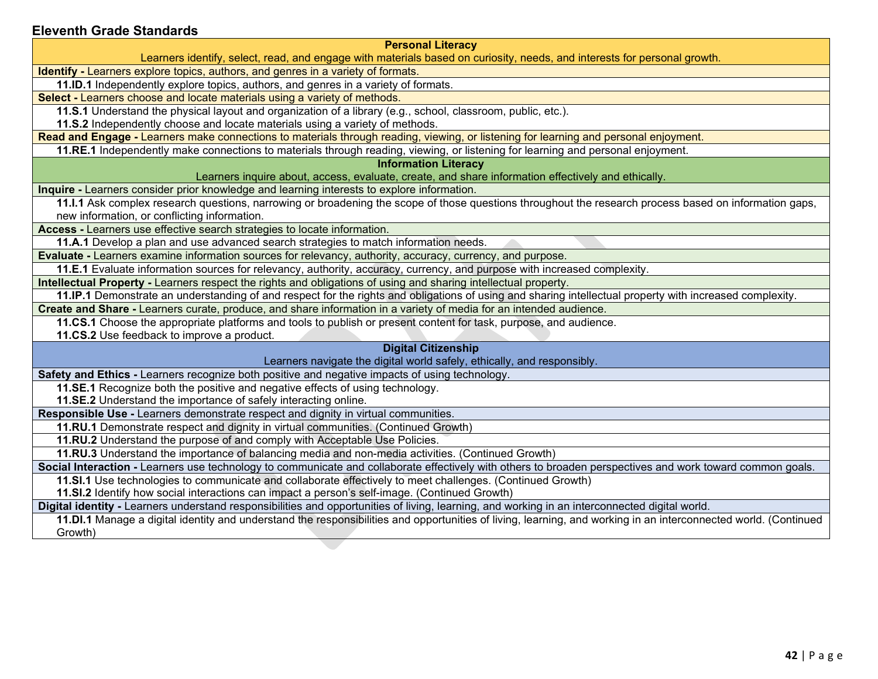## Eleventh Grade Standards

| **Personal Literacy**<br>Learners identify, select, read, and engage with materials based on curiosity, needs, and interests for personal growth. |
|---|
| **Identify -** Learners explore topics, authors, and genres in a variety of formats. |
| **11.ID.1** Independently explore topics, authors, and genres in a variety of formats. |
| **Select -** Learners choose and locate materials using a variety of methods. |
| **11.S.1** Understand the physical layout and organization of a library (e.g., school, classroom, public, etc.).<br>**11.S.2** Independently choose and locate materials using a variety of methods. |
| **Read and Engage -** Learners make connections to materials through reading, viewing, or listening for learning and personal enjoyment. |
| **11.RE.1** Independently make connections to materials through reading, viewing, or listening for learning and personal enjoyment. |
| **Information Literacy**<br>Learners inquire about, access, evaluate, create, and share information effectively and ethically. |
| **Inquire -** Learners consider prior knowledge and learning interests to explore information. |
| **11.I.1** Ask complex research questions, narrowing or broadening the scope of those questions throughout the research process based on information gaps, new information, or conflicting information. |
| **Access -** Learners use effective search strategies to locate information. |
| **11.A.1** Develop a plan and use advanced search strategies to match information needs. |
| **Evaluate -** Learners examine information sources for relevancy, authority, accuracy, currency, and purpose. |
| **11.E.1** Evaluate information sources for relevancy, authority, accuracy, currency, and purpose with increased complexity. |
| **Intellectual Property -** Learners respect the rights and obligations of using and sharing intellectual property. |
| **11.IP.1** Demonstrate an understanding of and respect for the rights and obligations of using and sharing intellectual property with increased complexity. |
| **Create and Share -** Learners curate, produce, and share information in a variety of media for an intended audience. |
| **11.CS.1** Choose the appropriate platforms and tools to publish or present content for task, purpose, and audience.<br>**11.CS.2** Use feedback to improve a product. |
| **Digital Citizenship**<br>Learners navigate the digital world safely, ethically, and responsibly. |
| **Safety and Ethics -** Learners recognize both positive and negative impacts of using technology. |
| **11.SE.1** Recognize both the positive and negative effects of using technology.<br>**11.SE.2** Understand the importance of safely interacting online. |
| **Responsible Use -** Learners demonstrate respect and dignity in virtual communities. |
| **11.RU.1** Demonstrate respect and dignity in virtual communities. (Continued Growth) |
| **11.RU.2** Understand the purpose of and comply with Acceptable Use Policies. |
| **11.RU.3** Understand the importance of balancing media and non-media activities. (Continued Growth) |
| **Social Interaction -** Learners use technology to communicate and collaborate effectively with others to broaden perspectives and work toward common goals. |
| **11.SI.1** Use technologies to communicate and collaborate effectively to meet challenges. (Continued Growth)<br>**11.SI.2** Identify how social interactions can impact a person's self-image. (Continued Growth) |
| **Digital identity -** Learners understand responsibilities and opportunities of living, learning, and working in an interconnected digital world. |
| **11.DI.1** Manage a digital identity and understand the responsibilities and opportunities of living, learning, and working in an interconnected world. (Continued Growth) |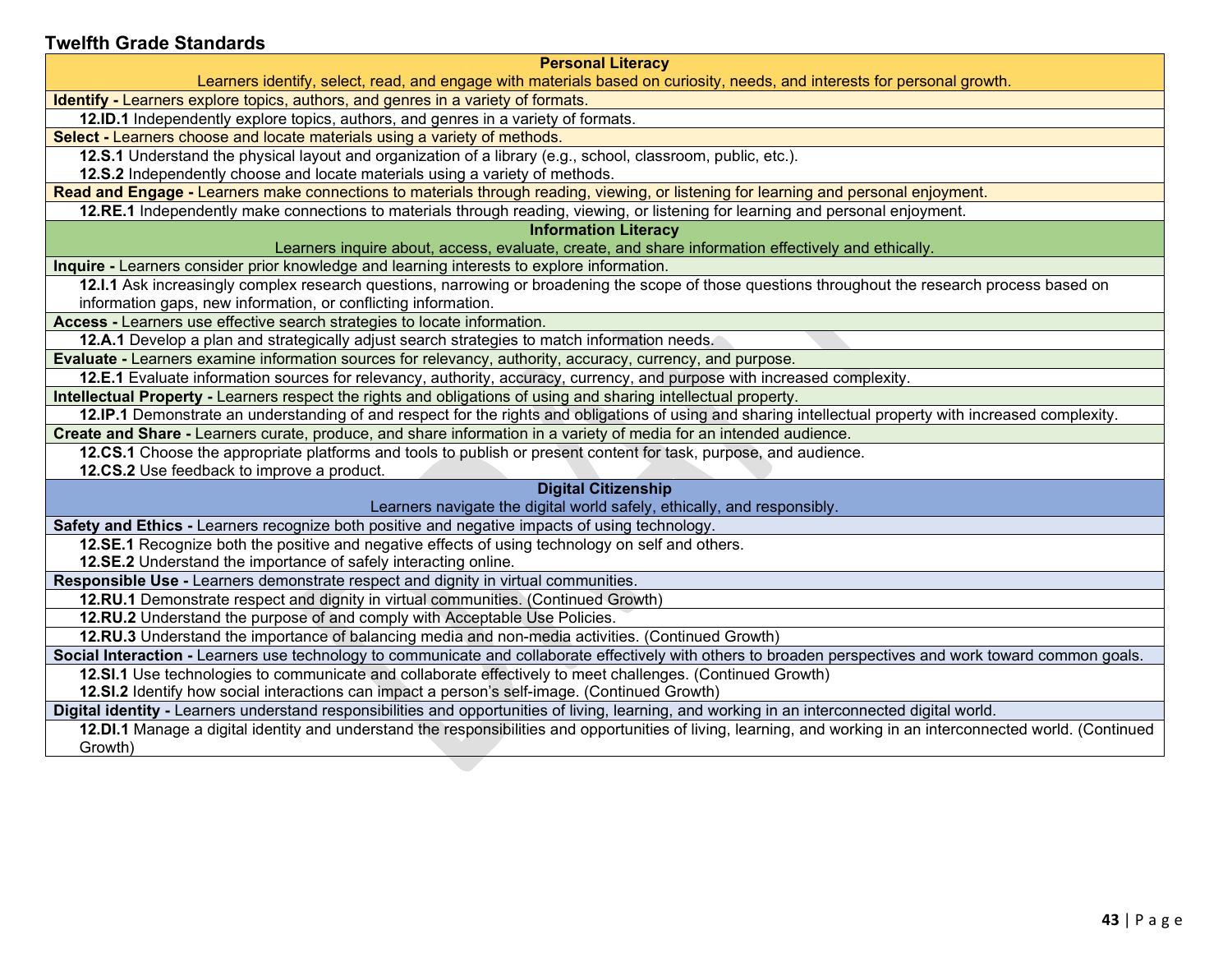## Twelfth Grade Standards

| |
|---|
| **Personal Literacy**<br>Learners identify, select, read, and engage with materials based on curiosity, needs, and interests for personal growth. |
| **Identify -** Learners explore topics, authors, and genres in a variety of formats. |
| **12.ID.1** Independently explore topics, authors, and genres in a variety of formats. |
| **Select -** Learners choose and locate materials using a variety of methods. |
| **12.S.1** Understand the physical layout and organization of a library (e.g., school, classroom, public, etc.).<br>**12.S.2** Independently choose and locate materials using a variety of methods. |
| **Read and Engage -** Learners make connections to materials through reading, viewing, or listening for learning and personal enjoyment. |
| **12.RE.1** Independently make connections to materials through reading, viewing, or listening for learning and personal enjoyment. |
| **Information Literacy**<br>Learners inquire about, access, evaluate, create, and share information effectively and ethically. |
| **Inquire -** Learners consider prior knowledge and learning interests to explore information. |
| **12.I.1** Ask increasingly complex research questions, narrowing or broadening the scope of those questions throughout the research process based on information gaps, new information, or conflicting information. |
| **Access -** Learners use effective search strategies to locate information. |
| **12.A.1** Develop a plan and strategically adjust search strategies to match information needs. |
| **Evaluate -** Learners examine information sources for relevancy, authority, accuracy, currency, and purpose. |
| **12.E.1** Evaluate information sources for relevancy, authority, accuracy, currency, and purpose with increased complexity. |
| **Intellectual Property -** Learners respect the rights and obligations of using and sharing intellectual property. |
| **12.IP.1** Demonstrate an understanding of and respect for the rights and obligations of using and sharing intellectual property with increased complexity. |
| **Create and Share -** Learners curate, produce, and share information in a variety of media for an intended audience. |
| **12.CS.1** Choose the appropriate platforms and tools to publish or present content for task, purpose, and audience.<br>**12.CS.2** Use feedback to improve a product. |
| **Digital Citizenship**<br>Learners navigate the digital world safely, ethically, and responsibly. |
| **Safety and Ethics -** Learners recognize both positive and negative impacts of using technology. |
| **12.SE.1** Recognize both the positive and negative effects of using technology on self and others.<br>**12.SE.2** Understand the importance of safely interacting online. |
| **Responsible Use -** Learners demonstrate respect and dignity in virtual communities. |
| **12.RU.1** Demonstrate respect and dignity in virtual communities. (Continued Growth) |
| **12.RU.2** Understand the purpose of and comply with Acceptable Use Policies. |
| **12.RU.3** Understand the importance of balancing media and non-media activities. (Continued Growth) |
| **Social Interaction -** Learners use technology to communicate and collaborate effectively with others to broaden perspectives and work toward common goals. |
| **12.SI.1** Use technologies to communicate and collaborate effectively to meet challenges. (Continued Growth)<br>**12.SI.2** Identify how social interactions can impact a person's self-image. (Continued Growth) |
| **Digital identity -** Learners understand responsibilities and opportunities of living, learning, and working in an interconnected digital world. |
| **12.DI.1** Manage a digital identity and understand the responsibilities and opportunities of living, learning, and working in an interconnected world. (Continued Growth) |